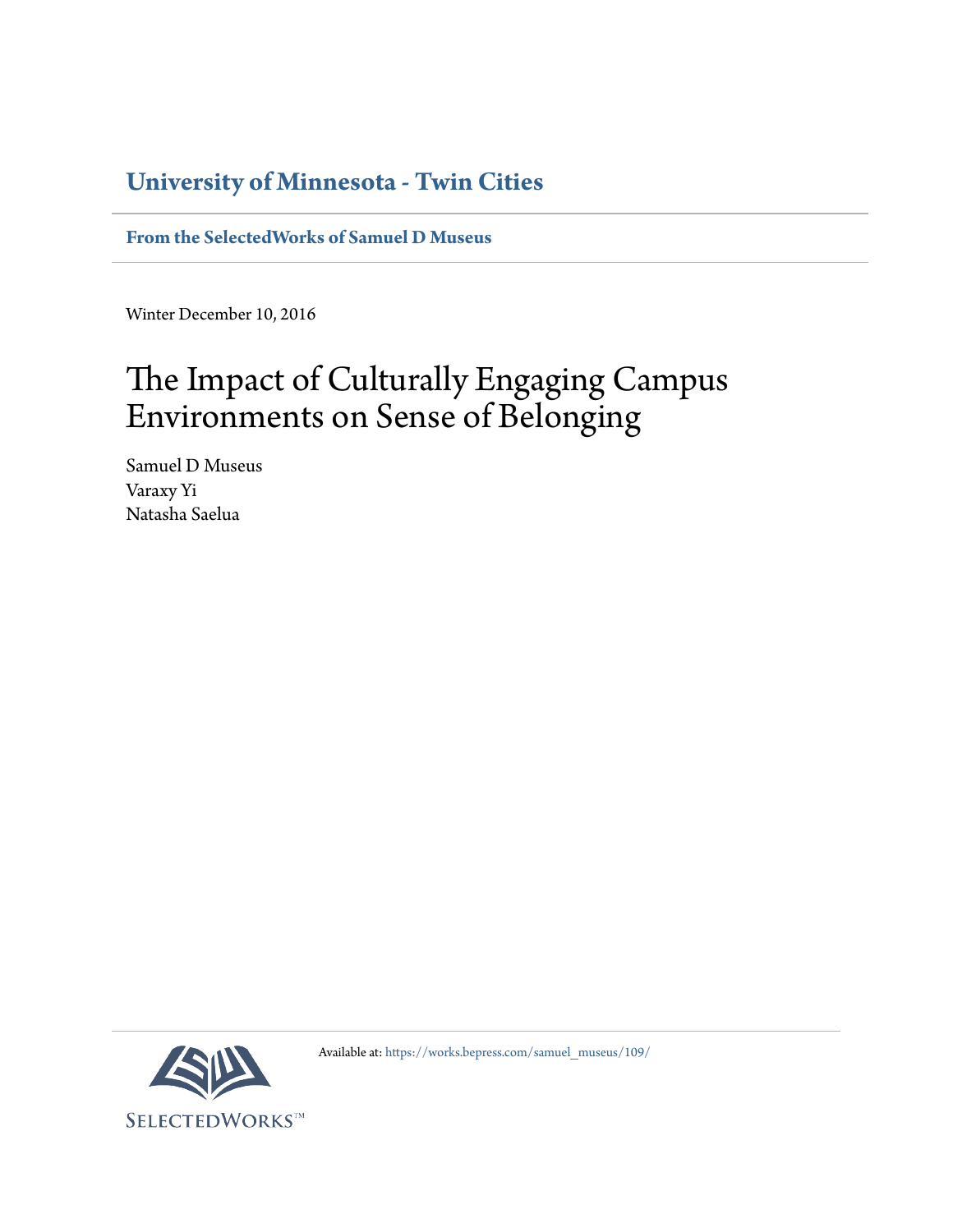**University of Minnesota - Twin Cities**

**From the SelectedWorks of Samuel D Museus**

Winter December 10, 2016

# The Impact of Culturally Engaging Campus Environments on Sense of Belonging

Samuel D Museus
Varaxy Yi
Natasha Saelua

Available at: https://works.bepress.com/samuel_museus/109/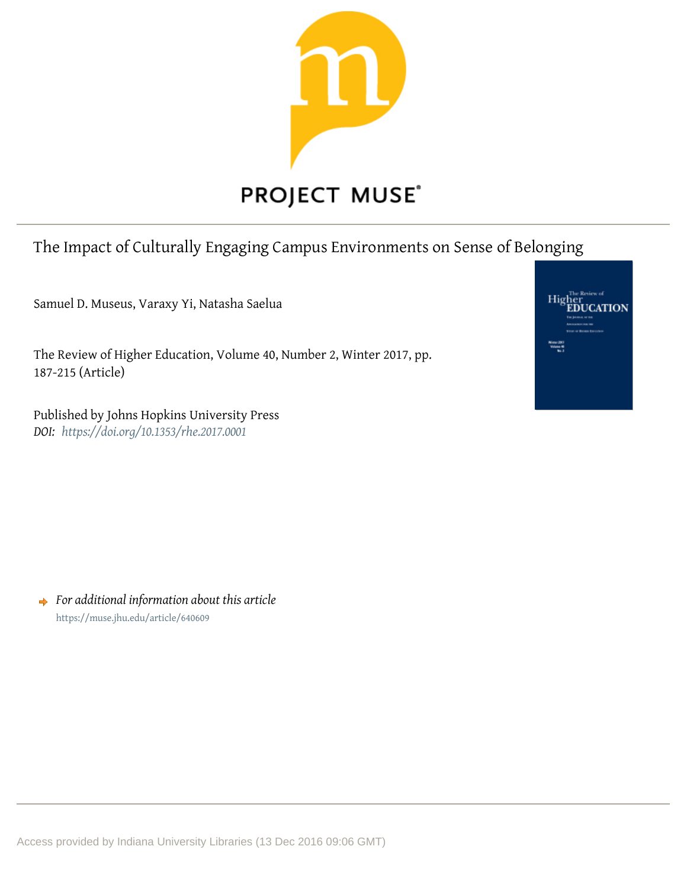# The Impact of Culturally Engaging Campus Environments on Sense of Belonging

Samuel D. Museus, Varaxy Yi, Natasha Saelua

The Review of Higher Education, Volume 40, Number 2, Winter 2017, pp. 187-215 (Article)

Published by Johns Hopkins University Press
*DOI: https://doi.org/10.1353/rhe.2017.0001*

*For additional information about this article*
https://muse.jhu.edu/article/640609

Access provided by Indiana University Libraries (13 Dec 2016 09:06 GMT)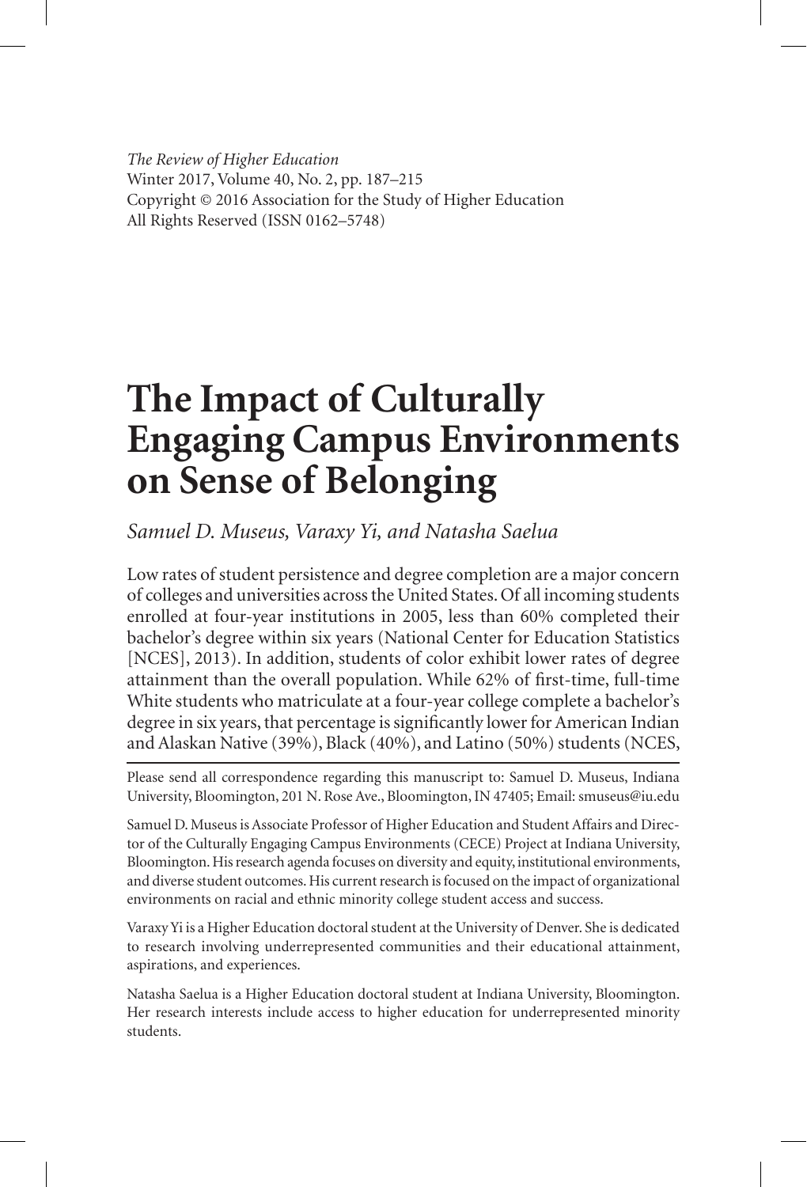*The Review of Higher Education*
Winter 2017, Volume 40, No. 2, pp. 187–215
Copyright © 2016 Association for the Study of Higher Education
All Rights Reserved (ISSN 0162–5748)

# The Impact of Culturally Engaging Campus Environments on Sense of Belonging

*Samuel D. Museus, Varaxy Yi, and Natasha Saelua*

Low rates of student persistence and degree completion are a major concern of colleges and universities across the United States. Of all incoming students enrolled at four-year institutions in 2005, less than 60% completed their bachelor's degree within six years (National Center for Education Statistics [NCES], 2013). In addition, students of color exhibit lower rates of degree attainment than the overall population. While 62% of first-time, full-time White students who matriculate at a four-year college complete a bachelor's degree in six years, that percentage is significantly lower for American Indian and Alaskan Native (39%), Black (40%), and Latino (50%) students (NCES,

---

Please send all correspondence regarding this manuscript to: Samuel D. Museus, Indiana University, Bloomington, 201 N. Rose Ave., Bloomington, IN 47405; Email: smuseus@iu.edu

Samuel D. Museus is Associate Professor of Higher Education and Student Affairs and Director of the Culturally Engaging Campus Environments (CECE) Project at Indiana University, Bloomington. His research agenda focuses on diversity and equity, institutional environments, and diverse student outcomes. His current research is focused on the impact of organizational environments on racial and ethnic minority college student access and success.

Varaxy Yi is a Higher Education doctoral student at the University of Denver. She is dedicated to research involving underrepresented communities and their educational attainment, aspirations, and experiences.

Natasha Saelua is a Higher Education doctoral student at Indiana University, Bloomington. Her research interests include access to higher education for underrepresented minority students.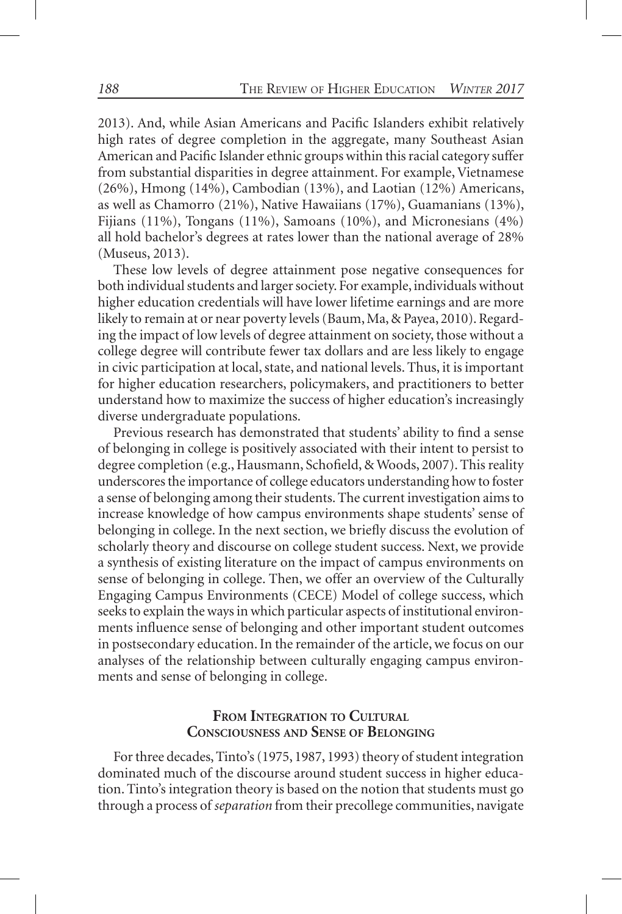2013). And, while Asian Americans and Pacific Islanders exhibit relatively high rates of degree completion in the aggregate, many Southeast Asian American and Pacific Islander ethnic groups within this racial category suffer from substantial disparities in degree attainment. For example, Vietnamese (26%), Hmong (14%), Cambodian (13%), and Laotian (12%) Americans, as well as Chamorro (21%), Native Hawaiians (17%), Guamanians (13%), Fijians (11%), Tongans (11%), Samoans (10%), and Micronesians (4%) all hold bachelor's degrees at rates lower than the national average of 28% (Museus, 2013).

These low levels of degree attainment pose negative consequences for both individual students and larger society. For example, individuals without higher education credentials will have lower lifetime earnings and are more likely to remain at or near poverty levels (Baum, Ma, & Payea, 2010). Regarding the impact of low levels of degree attainment on society, those without a college degree will contribute fewer tax dollars and are less likely to engage in civic participation at local, state, and national levels. Thus, it is important for higher education researchers, policymakers, and practitioners to better understand how to maximize the success of higher education's increasingly diverse undergraduate populations.

Previous research has demonstrated that students' ability to find a sense of belonging in college is positively associated with their intent to persist to degree completion (e.g., Hausmann, Schofield, & Woods, 2007). This reality underscores the importance of college educators understanding how to foster a sense of belonging among their students. The current investigation aims to increase knowledge of how campus environments shape students' sense of belonging in college. In the next section, we briefly discuss the evolution of scholarly theory and discourse on college student success. Next, we provide a synthesis of existing literature on the impact of campus environments on sense of belonging in college. Then, we offer an overview of the Culturally Engaging Campus Environments (CECE) Model of college success, which seeks to explain the ways in which particular aspects of institutional environments influence sense of belonging and other important student outcomes in postsecondary education. In the remainder of the article, we focus on our analyses of the relationship between culturally engaging campus environments and sense of belonging in college.

## From Integration to Cultural Consciousness and Sense of Belonging

For three decades, Tinto's (1975, 1987, 1993) theory of student integration dominated much of the discourse around student success in higher education. Tinto's integration theory is based on the notion that students must go through a process of *separation* from their precollege communities, navigate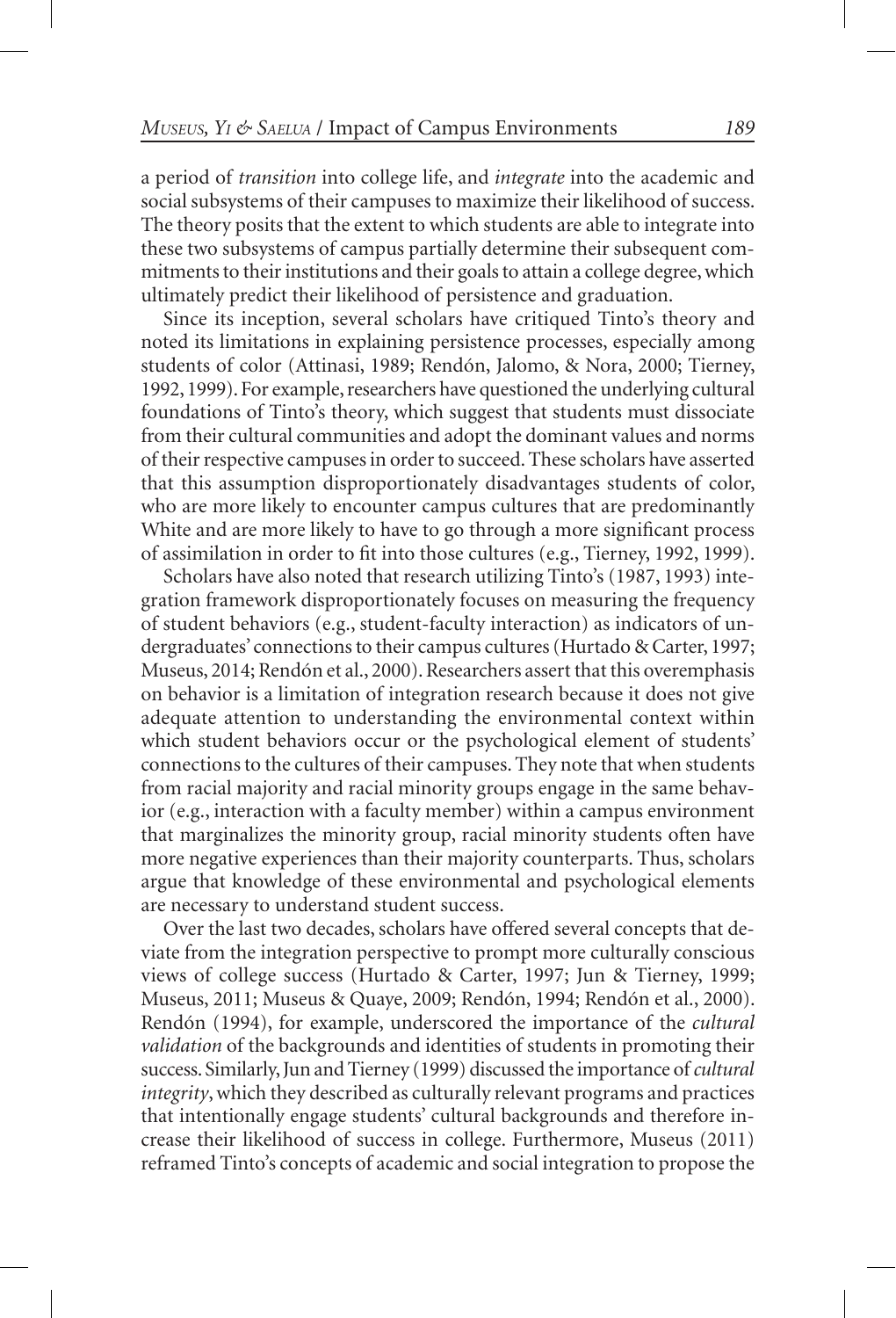a period of *transition* into college life, and *integrate* into the academic and social subsystems of their campuses to maximize their likelihood of success. The theory posits that the extent to which students are able to integrate into these two subsystems of campus partially determine their subsequent commitments to their institutions and their goals to attain a college degree, which ultimately predict their likelihood of persistence and graduation.

Since its inception, several scholars have critiqued Tinto's theory and noted its limitations in explaining persistence processes, especially among students of color (Attinasi, 1989; Rendón, Jalomo, & Nora, 2000; Tierney, 1992, 1999). For example, researchers have questioned the underlying cultural foundations of Tinto's theory, which suggest that students must dissociate from their cultural communities and adopt the dominant values and norms of their respective campuses in order to succeed. These scholars have asserted that this assumption disproportionately disadvantages students of color, who are more likely to encounter campus cultures that are predominantly White and are more likely to have to go through a more significant process of assimilation in order to fit into those cultures (e.g., Tierney, 1992, 1999).

Scholars have also noted that research utilizing Tinto's (1987, 1993) integration framework disproportionately focuses on measuring the frequency of student behaviors (e.g., student-faculty interaction) as indicators of undergraduates' connections to their campus cultures (Hurtado & Carter, 1997; Museus, 2014; Rendón et al., 2000). Researchers assert that this overemphasis on behavior is a limitation of integration research because it does not give adequate attention to understanding the environmental context within which student behaviors occur or the psychological element of students' connections to the cultures of their campuses. They note that when students from racial majority and racial minority groups engage in the same behavior (e.g., interaction with a faculty member) within a campus environment that marginalizes the minority group, racial minority students often have more negative experiences than their majority counterparts. Thus, scholars argue that knowledge of these environmental and psychological elements are necessary to understand student success.

Over the last two decades, scholars have offered several concepts that deviate from the integration perspective to prompt more culturally conscious views of college success (Hurtado & Carter, 1997; Jun & Tierney, 1999; Museus, 2011; Museus & Quaye, 2009; Rendón, 1994; Rendón et al., 2000). Rendón (1994), for example, underscored the importance of the *cultural validation* of the backgrounds and identities of students in promoting their success. Similarly, Jun and Tierney (1999) discussed the importance of *cultural integrity*, which they described as culturally relevant programs and practices that intentionally engage students' cultural backgrounds and therefore increase their likelihood of success in college. Furthermore, Museus (2011) reframed Tinto's concepts of academic and social integration to propose the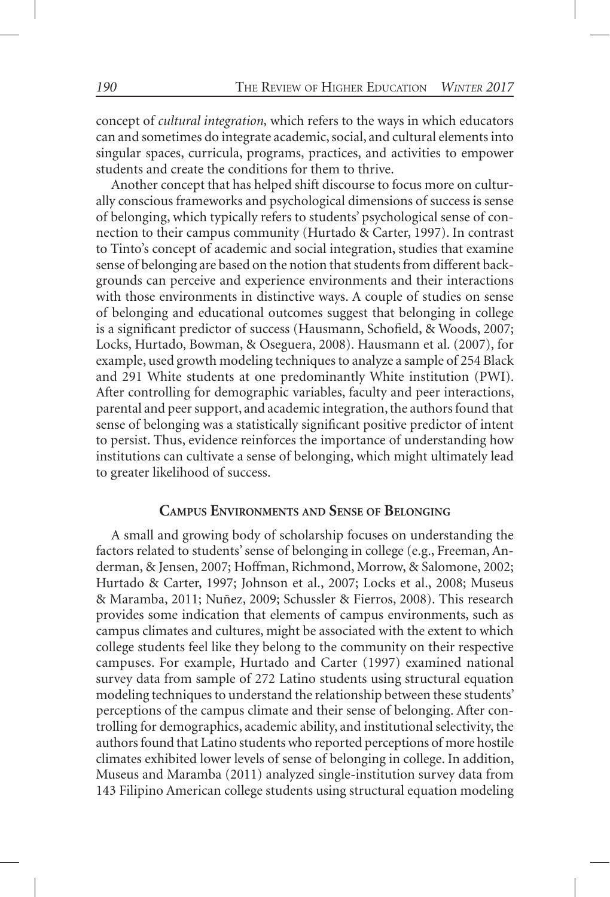concept of *cultural integration,* which refers to the ways in which educators can and sometimes do integrate academic, social, and cultural elements into singular spaces, curricula, programs, practices, and activities to empower students and create the conditions for them to thrive.

Another concept that has helped shift discourse to focus more on culturally conscious frameworks and psychological dimensions of success is sense of belonging, which typically refers to students' psychological sense of connection to their campus community (Hurtado & Carter, 1997). In contrast to Tinto's concept of academic and social integration, studies that examine sense of belonging are based on the notion that students from different backgrounds can perceive and experience environments and their interactions with those environments in distinctive ways. A couple of studies on sense of belonging and educational outcomes suggest that belonging in college is a significant predictor of success (Hausmann, Schofield, & Woods, 2007; Locks, Hurtado, Bowman, & Oseguera, 2008). Hausmann et al. (2007), for example, used growth modeling techniques to analyze a sample of 254 Black and 291 White students at one predominantly White institution (PWI). After controlling for demographic variables, faculty and peer interactions, parental and peer support, and academic integration, the authors found that sense of belonging was a statistically significant positive predictor of intent to persist. Thus, evidence reinforces the importance of understanding how institutions can cultivate a sense of belonging, which might ultimately lead to greater likelihood of success.

## Campus Environments and Sense of Belonging

A small and growing body of scholarship focuses on understanding the factors related to students' sense of belonging in college (e.g., Freeman, Anderman, & Jensen, 2007; Hoffman, Richmond, Morrow, & Salomone, 2002; Hurtado & Carter, 1997; Johnson et al., 2007; Locks et al., 2008; Museus & Maramba, 2011; Nuñez, 2009; Schussler & Fierros, 2008). This research provides some indication that elements of campus environments, such as campus climates and cultures, might be associated with the extent to which college students feel like they belong to the community on their respective campuses. For example, Hurtado and Carter (1997) examined national survey data from sample of 272 Latino students using structural equation modeling techniques to understand the relationship between these students' perceptions of the campus climate and their sense of belonging. After controlling for demographics, academic ability, and institutional selectivity, the authors found that Latino students who reported perceptions of more hostile climates exhibited lower levels of sense of belonging in college. In addition, Museus and Maramba (2011) analyzed single-institution survey data from 143 Filipino American college students using structural equation modeling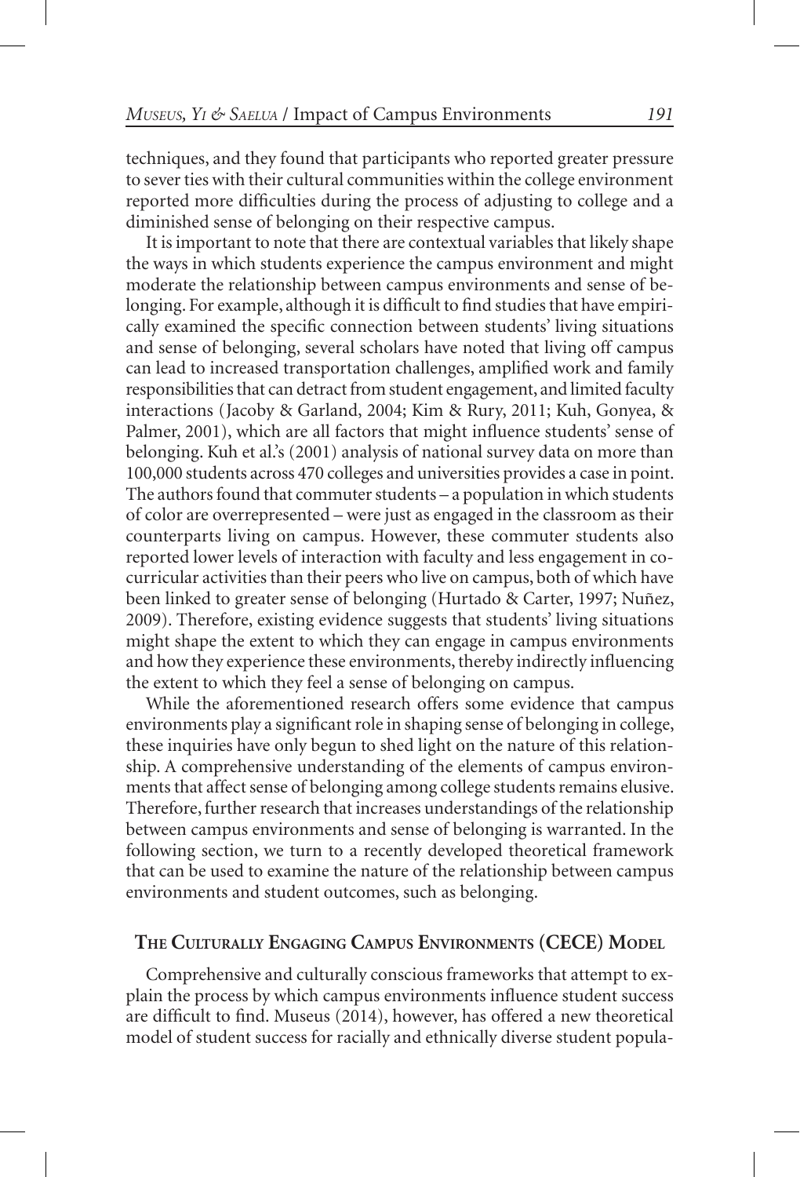techniques, and they found that participants who reported greater pressure to sever ties with their cultural communities within the college environment reported more difficulties during the process of adjusting to college and a diminished sense of belonging on their respective campus.

It is important to note that there are contextual variables that likely shape the ways in which students experience the campus environment and might moderate the relationship between campus environments and sense of belonging. For example, although it is difficult to find studies that have empirically examined the specific connection between students' living situations and sense of belonging, several scholars have noted that living off campus can lead to increased transportation challenges, amplified work and family responsibilities that can detract from student engagement, and limited faculty interactions (Jacoby & Garland, 2004; Kim & Rury, 2011; Kuh, Gonyea, & Palmer, 2001), which are all factors that might influence students' sense of belonging. Kuh et al.'s (2001) analysis of national survey data on more than 100,000 students across 470 colleges and universities provides a case in point. The authors found that commuter students – a population in which students of color are overrepresented – were just as engaged in the classroom as their counterparts living on campus. However, these commuter students also reported lower levels of interaction with faculty and less engagement in co-curricular activities than their peers who live on campus, both of which have been linked to greater sense of belonging (Hurtado & Carter, 1997; Nuñez, 2009). Therefore, existing evidence suggests that students' living situations might shape the extent to which they can engage in campus environments and how they experience these environments, thereby indirectly influencing the extent to which they feel a sense of belonging on campus.

While the aforementioned research offers some evidence that campus environments play a significant role in shaping sense of belonging in college, these inquiries have only begun to shed light on the nature of this relationship. A comprehensive understanding of the elements of campus environments that affect sense of belonging among college students remains elusive. Therefore, further research that increases understandings of the relationship between campus environments and sense of belonging is warranted. In the following section, we turn to a recently developed theoretical framework that can be used to examine the nature of the relationship between campus environments and student outcomes, such as belonging.

## The Culturally Engaging Campus Environments (CECE) Model

Comprehensive and culturally conscious frameworks that attempt to explain the process by which campus environments influence student success are difficult to find. Museus (2014), however, has offered a new theoretical model of student success for racially and ethnically diverse student popula-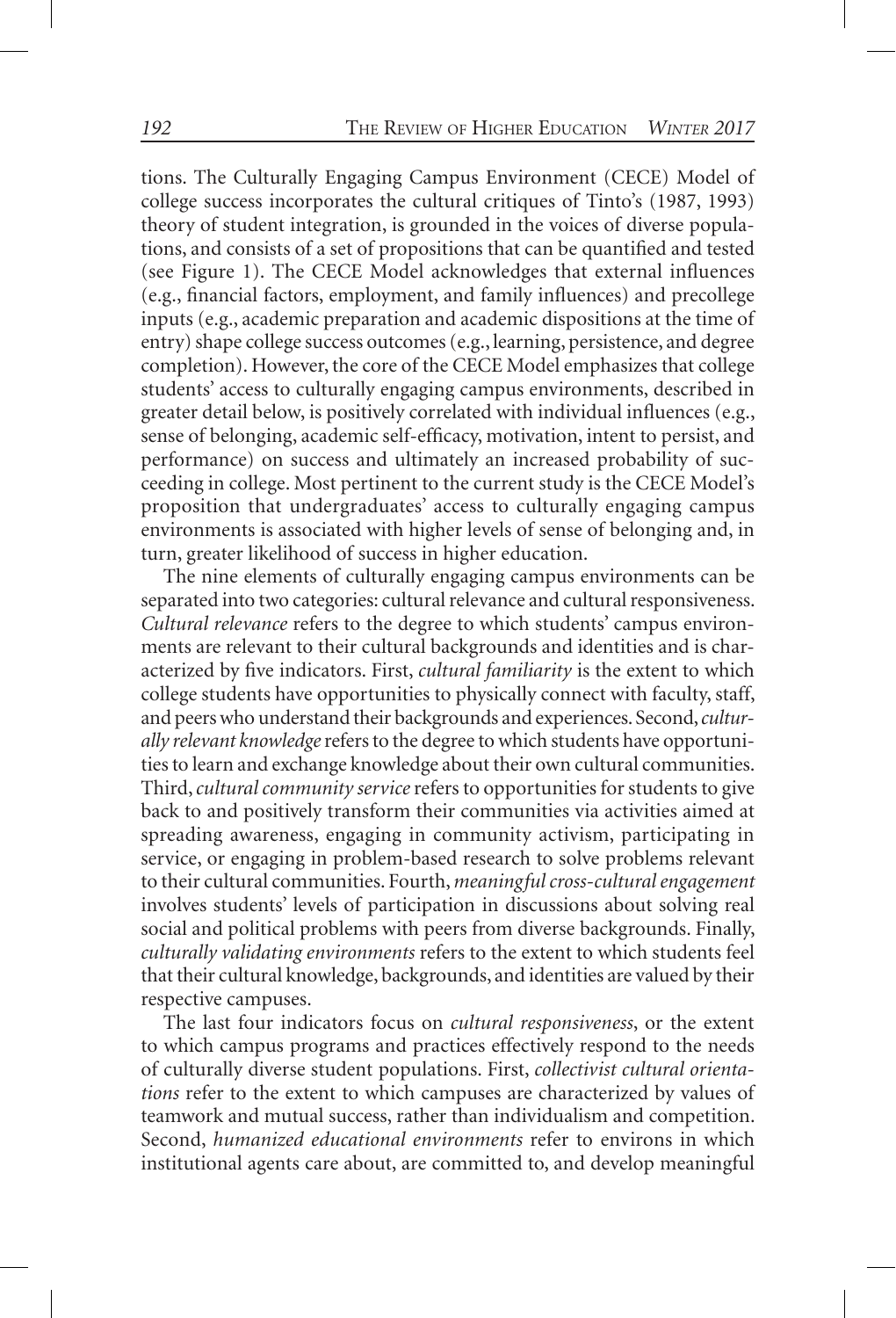tions. The Culturally Engaging Campus Environment (CECE) Model of college success incorporates the cultural critiques of Tinto's (1987, 1993) theory of student integration, is grounded in the voices of diverse populations, and consists of a set of propositions that can be quantified and tested (see Figure 1). The CECE Model acknowledges that external influences (e.g., financial factors, employment, and family influences) and precollege inputs (e.g., academic preparation and academic dispositions at the time of entry) shape college success outcomes (e.g., learning, persistence, and degree completion). However, the core of the CECE Model emphasizes that college students' access to culturally engaging campus environments, described in greater detail below, is positively correlated with individual influences (e.g., sense of belonging, academic self-efficacy, motivation, intent to persist, and performance) on success and ultimately an increased probability of succeeding in college. Most pertinent to the current study is the CECE Model's proposition that undergraduates' access to culturally engaging campus environments is associated with higher levels of sense of belonging and, in turn, greater likelihood of success in higher education.

The nine elements of culturally engaging campus environments can be separated into two categories: cultural relevance and cultural responsiveness. *Cultural relevance* refers to the degree to which students' campus environments are relevant to their cultural backgrounds and identities and is characterized by five indicators. First, *cultural familiarity* is the extent to which college students have opportunities to physically connect with faculty, staff, and peers who understand their backgrounds and experiences. Second, *culturally relevant knowledge* refers to the degree to which students have opportunities to learn and exchange knowledge about their own cultural communities. Third, *cultural community service* refers to opportunities for students to give back to and positively transform their communities via activities aimed at spreading awareness, engaging in community activism, participating in service, or engaging in problem-based research to solve problems relevant to their cultural communities. Fourth, *meaningful cross-cultural engagement* involves students' levels of participation in discussions about solving real social and political problems with peers from diverse backgrounds. Finally, *culturally validating environments* refers to the extent to which students feel that their cultural knowledge, backgrounds, and identities are valued by their respective campuses.

The last four indicators focus on *cultural responsiveness*, or the extent to which campus programs and practices effectively respond to the needs of culturally diverse student populations. First, *collectivist cultural orientations* refer to the extent to which campuses are characterized by values of teamwork and mutual success, rather than individualism and competition. Second, *humanized educational environments* refer to environs in which institutional agents care about, are committed to, and develop meaningful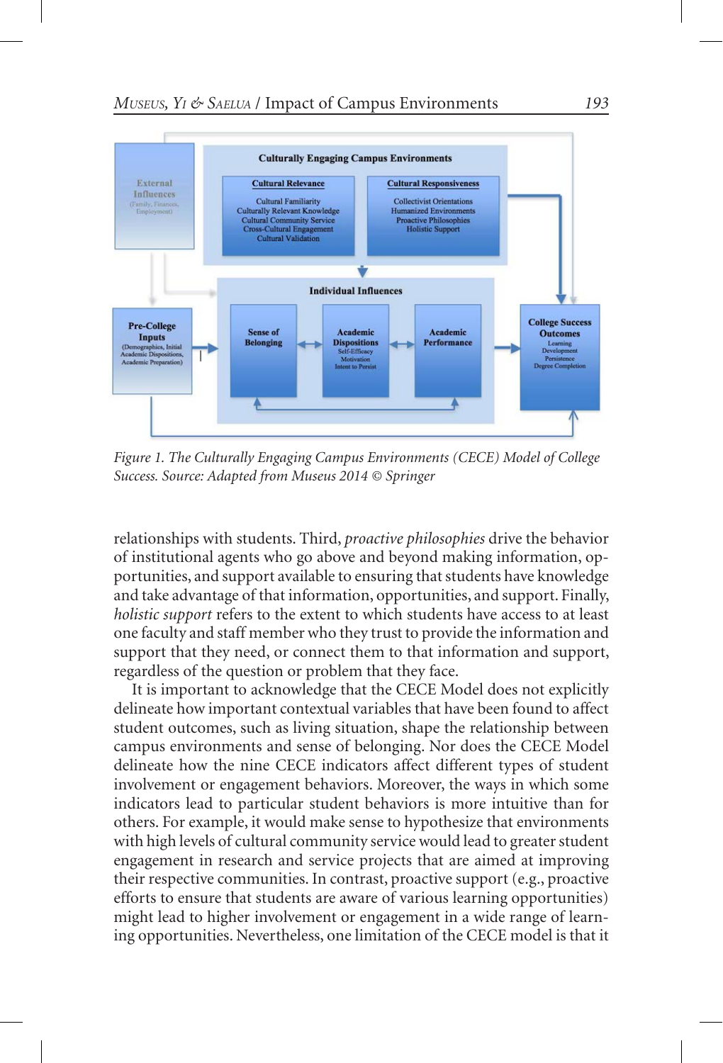*Figure 1. The Culturally Engaging Campus Environments (CECE) Model of College Success. Source: Adapted from Museus 2014 © Springer*

relationships with students. Third, *proactive philosophies* drive the behavior of institutional agents who go above and beyond making information, opportunities, and support available to ensuring that students have knowledge and take advantage of that information, opportunities, and support. Finally, *holistic support* refers to the extent to which students have access to at least one faculty and staff member who they trust to provide the information and support that they need, or connect them to that information and support, regardless of the question or problem that they face.

It is important to acknowledge that the CECE Model does not explicitly delineate how important contextual variables that have been found to affect student outcomes, such as living situation, shape the relationship between campus environments and sense of belonging. Nor does the CECE Model delineate how the nine CECE indicators affect different types of student involvement or engagement behaviors. Moreover, the ways in which some indicators lead to particular student behaviors is more intuitive than for others. For example, it would make sense to hypothesize that environments with high levels of cultural community service would lead to greater student engagement in research and service projects that are aimed at improving their respective communities. In contrast, proactive support (e.g., proactive efforts to ensure that students are aware of various learning opportunities) might lead to higher involvement or engagement in a wide range of learning opportunities. Nevertheless, one limitation of the CECE model is that it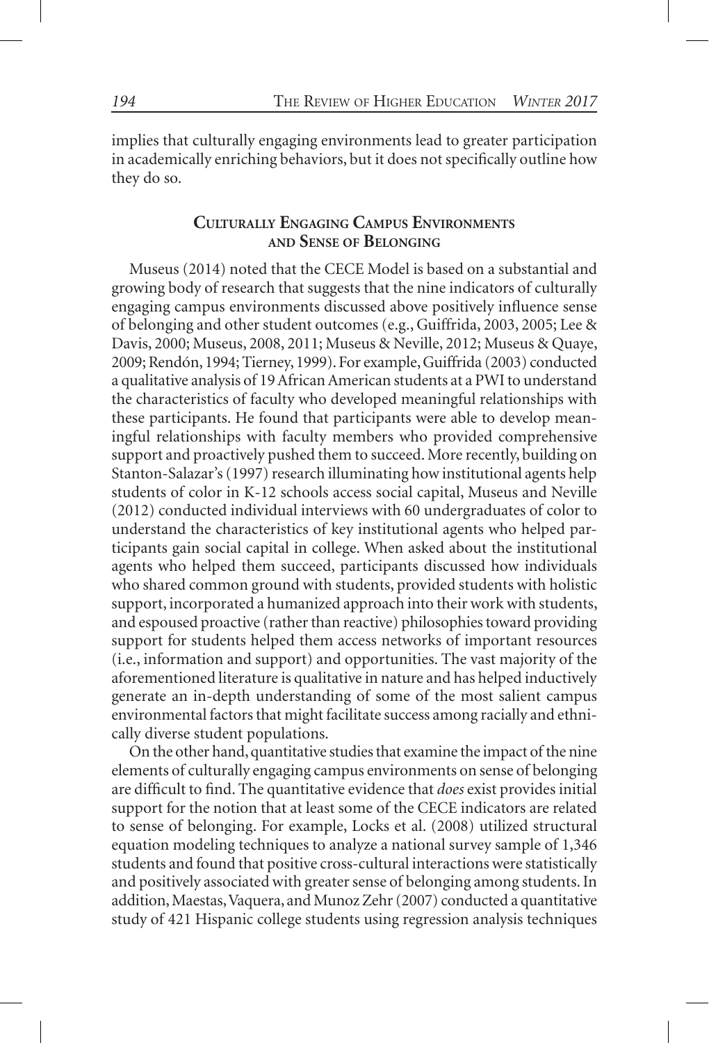implies that culturally engaging environments lead to greater participation in academically enriching behaviors, but it does not specifically outline how they do so.

## Culturally Engaging Campus Environments and Sense of Belonging

Museus (2014) noted that the CECE Model is based on a substantial and growing body of research that suggests that the nine indicators of culturally engaging campus environments discussed above positively influence sense of belonging and other student outcomes (e.g., Guiffrida, 2003, 2005; Lee & Davis, 2000; Museus, 2008, 2011; Museus & Neville, 2012; Museus & Quaye, 2009; Rendón, 1994; Tierney, 1999). For example, Guiffrida (2003) conducted a qualitative analysis of 19 African American students at a PWI to understand the characteristics of faculty who developed meaningful relationships with these participants. He found that participants were able to develop meaningful relationships with faculty members who provided comprehensive support and proactively pushed them to succeed. More recently, building on Stanton-Salazar's (1997) research illuminating how institutional agents help students of color in K-12 schools access social capital, Museus and Neville (2012) conducted individual interviews with 60 undergraduates of color to understand the characteristics of key institutional agents who helped participants gain social capital in college. When asked about the institutional agents who helped them succeed, participants discussed how individuals who shared common ground with students, provided students with holistic support, incorporated a humanized approach into their work with students, and espoused proactive (rather than reactive) philosophies toward providing support for students helped them access networks of important resources (i.e., information and support) and opportunities. The vast majority of the aforementioned literature is qualitative in nature and has helped inductively generate an in-depth understanding of some of the most salient campus environmental factors that might facilitate success among racially and ethnically diverse student populations.

On the other hand, quantitative studies that examine the impact of the nine elements of culturally engaging campus environments on sense of belonging are difficult to find. The quantitative evidence that *does* exist provides initial support for the notion that at least some of the CECE indicators are related to sense of belonging. For example, Locks et al. (2008) utilized structural equation modeling techniques to analyze a national survey sample of 1,346 students and found that positive cross-cultural interactions were statistically and positively associated with greater sense of belonging among students. In addition, Maestas, Vaquera, and Munoz Zehr (2007) conducted a quantitative study of 421 Hispanic college students using regression analysis techniques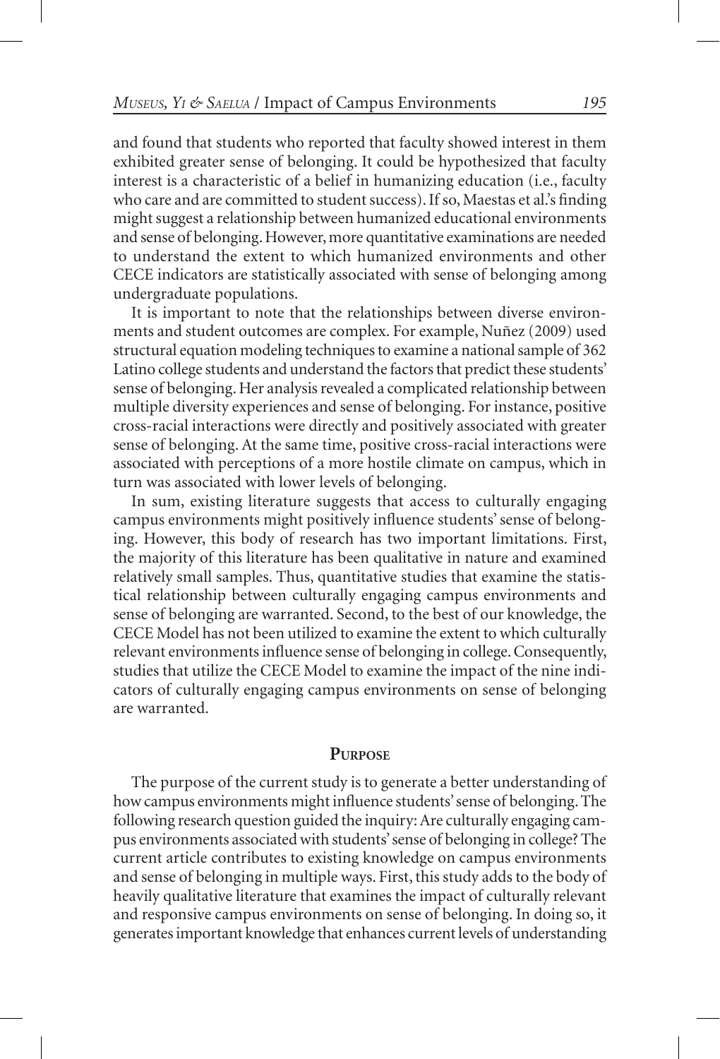and found that students who reported that faculty showed interest in them exhibited greater sense of belonging. It could be hypothesized that faculty interest is a characteristic of a belief in humanizing education (i.e., faculty who care and are committed to student success). If so, Maestas et al.'s finding might suggest a relationship between humanized educational environments and sense of belonging. However, more quantitative examinations are needed to understand the extent to which humanized environments and other CECE indicators are statistically associated with sense of belonging among undergraduate populations.

It is important to note that the relationships between diverse environments and student outcomes are complex. For example, Nuñez (2009) used structural equation modeling techniques to examine a national sample of 362 Latino college students and understand the factors that predict these students' sense of belonging. Her analysis revealed a complicated relationship between multiple diversity experiences and sense of belonging. For instance, positive cross-racial interactions were directly and positively associated with greater sense of belonging. At the same time, positive cross-racial interactions were associated with perceptions of a more hostile climate on campus, which in turn was associated with lower levels of belonging.

In sum, existing literature suggests that access to culturally engaging campus environments might positively influence students' sense of belonging. However, this body of research has two important limitations. First, the majority of this literature has been qualitative in nature and examined relatively small samples. Thus, quantitative studies that examine the statistical relationship between culturally engaging campus environments and sense of belonging are warranted. Second, to the best of our knowledge, the CECE Model has not been utilized to examine the extent to which culturally relevant environments influence sense of belonging in college. Consequently, studies that utilize the CECE Model to examine the impact of the nine indicators of culturally engaging campus environments on sense of belonging are warranted.

## Purpose

The purpose of the current study is to generate a better understanding of how campus environments might influence students' sense of belonging. The following research question guided the inquiry: Are culturally engaging campus environments associated with students' sense of belonging in college? The current article contributes to existing knowledge on campus environments and sense of belonging in multiple ways. First, this study adds to the body of heavily qualitative literature that examines the impact of culturally relevant and responsive campus environments on sense of belonging. In doing so, it generates important knowledge that enhances current levels of understanding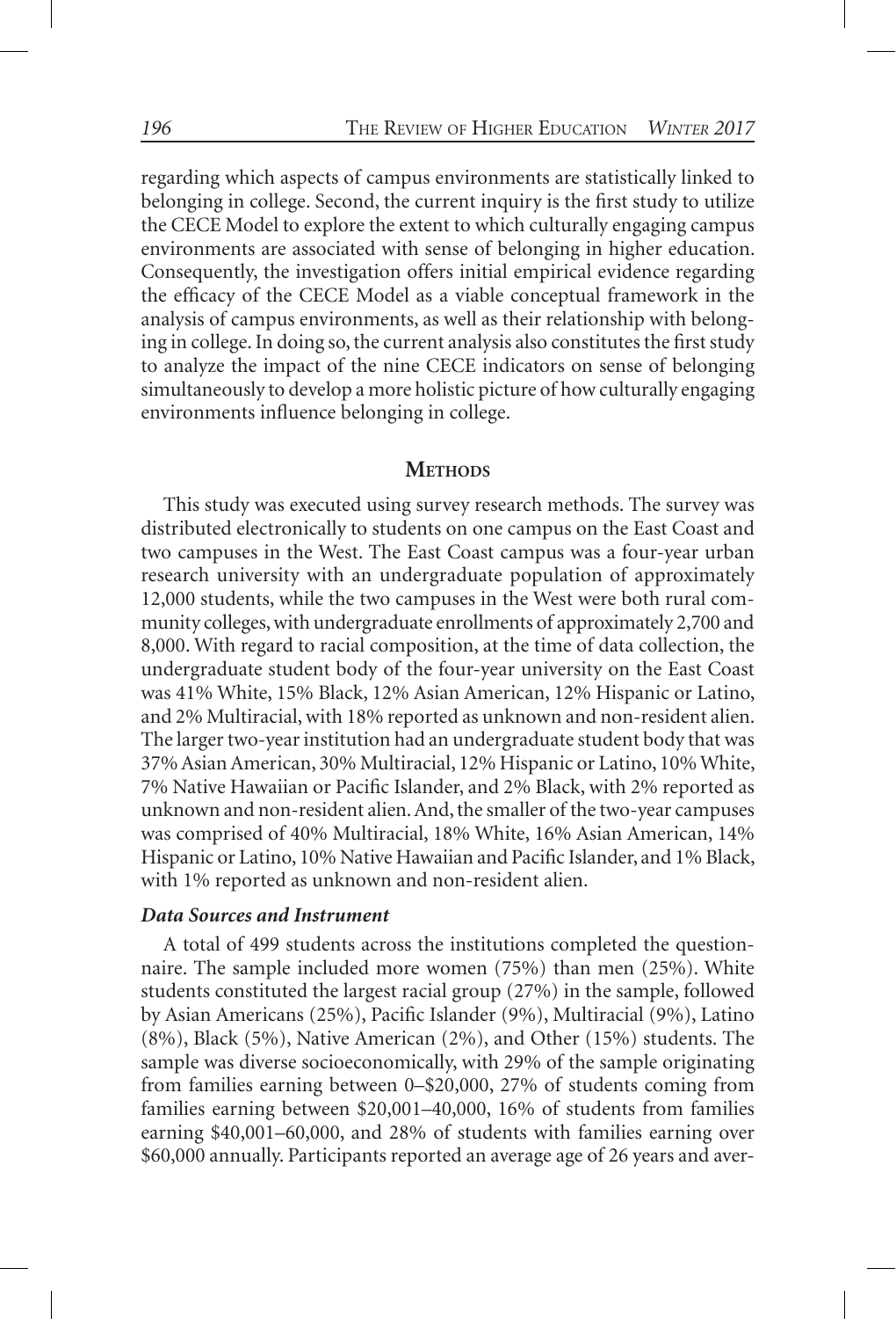regarding which aspects of campus environments are statistically linked to belonging in college. Second, the current inquiry is the first study to utilize the CECE Model to explore the extent to which culturally engaging campus environments are associated with sense of belonging in higher education. Consequently, the investigation offers initial empirical evidence regarding the efficacy of the CECE Model as a viable conceptual framework in the analysis of campus environments, as well as their relationship with belonging in college. In doing so, the current analysis also constitutes the first study to analyze the impact of the nine CECE indicators on sense of belonging simultaneously to develop a more holistic picture of how culturally engaging environments influence belonging in college.

## Methods

This study was executed using survey research methods. The survey was distributed electronically to students on one campus on the East Coast and two campuses in the West. The East Coast campus was a four-year urban research university with an undergraduate population of approximately 12,000 students, while the two campuses in the West were both rural community colleges, with undergraduate enrollments of approximately 2,700 and 8,000. With regard to racial composition, at the time of data collection, the undergraduate student body of the four-year university on the East Coast was 41% White, 15% Black, 12% Asian American, 12% Hispanic or Latino, and 2% Multiracial, with 18% reported as unknown and non-resident alien. The larger two-year institution had an undergraduate student body that was 37% Asian American, 30% Multiracial, 12% Hispanic or Latino, 10% White, 7% Native Hawaiian or Pacific Islander, and 2% Black, with 2% reported as unknown and non-resident alien. And, the smaller of the two-year campuses was comprised of 40% Multiracial, 18% White, 16% Asian American, 14% Hispanic or Latino, 10% Native Hawaiian and Pacific Islander, and 1% Black, with 1% reported as unknown and non-resident alien.

### *Data Sources and Instrument*

A total of 499 students across the institutions completed the questionnaire. The sample included more women (75%) than men (25%). White students constituted the largest racial group (27%) in the sample, followed by Asian Americans (25%), Pacific Islander (9%), Multiracial (9%), Latino (8%), Black (5%), Native American (2%), and Other (15%) students. The sample was diverse socioeconomically, with 29% of the sample originating from families earning between 0–\$20,000, 27% of students coming from families earning between \$20,001–40,000, 16% of students from families earning \$40,001–60,000, and 28% of students with families earning over \$60,000 annually. Participants reported an average age of 26 years and aver-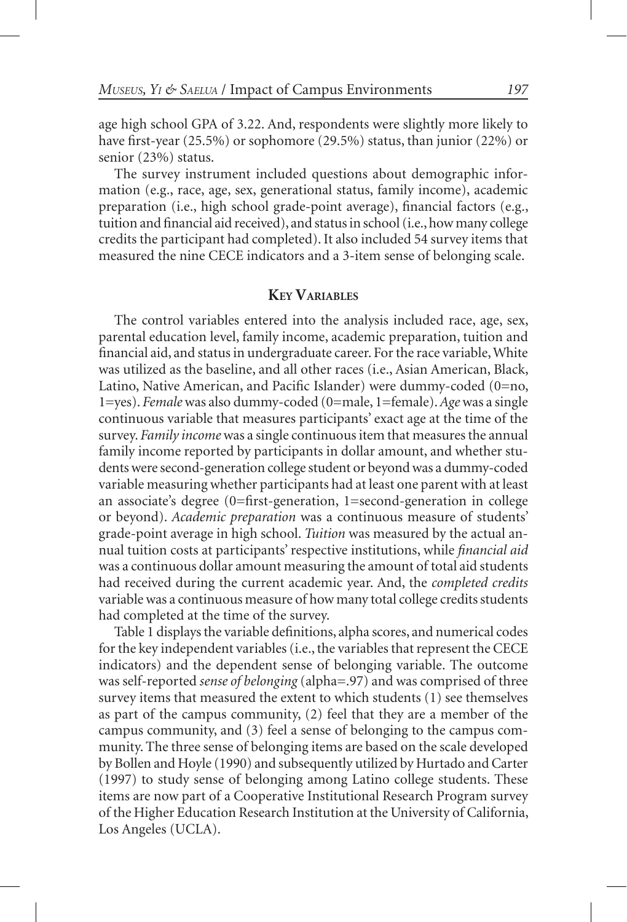age high school GPA of 3.22. And, respondents were slightly more likely to have first-year (25.5%) or sophomore (29.5%) status, than junior (22%) or senior (23%) status.

The survey instrument included questions about demographic information (e.g., race, age, sex, generational status, family income), academic preparation (i.e., high school grade-point average), financial factors (e.g., tuition and financial aid received), and status in school (i.e., how many college credits the participant had completed). It also included 54 survey items that measured the nine CECE indicators and a 3-item sense of belonging scale.

## Key Variables

The control variables entered into the analysis included race, age, sex, parental education level, family income, academic preparation, tuition and financial aid, and status in undergraduate career. For the race variable, White was utilized as the baseline, and all other races (i.e., Asian American, Black, Latino, Native American, and Pacific Islander) were dummy-coded (0=no, 1=yes). *Female* was also dummy-coded (0=male, 1=female). *Age* was a single continuous variable that measures participants' exact age at the time of the survey. *Family income* was a single continuous item that measures the annual family income reported by participants in dollar amount, and whether students were second-generation college student or beyond was a dummy-coded variable measuring whether participants had at least one parent with at least an associate's degree (0=first-generation, 1=second-generation in college or beyond). *Academic preparation* was a continuous measure of students' grade-point average in high school. *Tuition* was measured by the actual annual tuition costs at participants' respective institutions, while *financial aid* was a continuous dollar amount measuring the amount of total aid students had received during the current academic year. And, the *completed credits* variable was a continuous measure of how many total college credits students had completed at the time of the survey.

Table 1 displays the variable definitions, alpha scores, and numerical codes for the key independent variables (i.e., the variables that represent the CECE indicators) and the dependent sense of belonging variable. The outcome was self-reported *sense of belonging* (alpha=.97) and was comprised of three survey items that measured the extent to which students (1) see themselves as part of the campus community, (2) feel that they are a member of the campus community, and (3) feel a sense of belonging to the campus community. The three sense of belonging items are based on the scale developed by Bollen and Hoyle (1990) and subsequently utilized by Hurtado and Carter (1997) to study sense of belonging among Latino college students. These items are now part of a Cooperative Institutional Research Program survey of the Higher Education Research Institution at the University of California, Los Angeles (UCLA).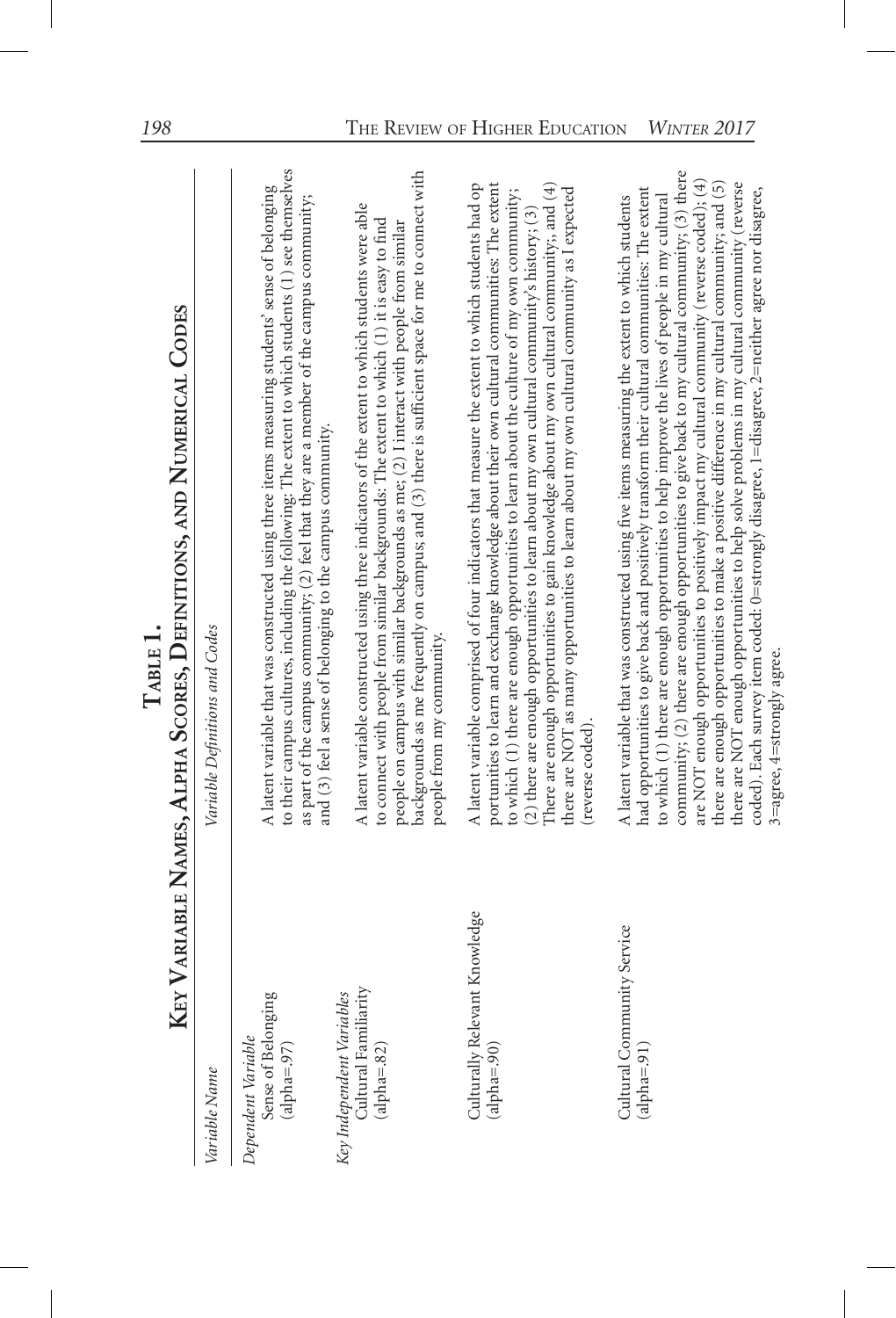## Table 1.

### Key Variable Names, Alpha Scores, Definitions, and Numerical Codes

| *Variable Name* | *Variable Definitions and Codes* |
|---|---|
| *Dependent Variable* | |
| Sense of Belonging (alpha=.97) | A latent variable that was constructed using three items measuring students' sense of belonging to their campus cultures, including the following: The extent to which students (1) see themselves as part of the campus community; (2) feel that they are a member of the campus community; and (3) feel a sense of belonging to the campus community. |
| *Key Independent Variables* | |
| Cultural Familiarity (alpha=.82) | A latent variable constructed using three indicators of the extent to which students were able to connect with people from similar backgrounds: The extent to which (1) it is easy to find people on campus with similar backgrounds as me; (2) I interact with people from similar backgrounds as me frequently on campus; and (3) there is sufficient space for me to connect with people from my community. |
| Culturally Relevant Knowledge (alpha=.90) | A latent variable comprised of four indicators that measure the extent to which students had opportunities to learn and exchange knowledge about their own cultural communities: The extent to which (1) there are enough opportunities to learn about the culture of my own community; (2) there are enough opportunities to learn about my own cultural community's history; (3) There are enough opportunities to gain knowledge about my own cultural community;, and (4) there are NOT as many opportunities to learn about my own cultural community as I expected (reverse coded). |
| Cultural Community Service (alpha=.91) | A latent variable that was constructed using five items measuring the extent to which students had opportunities to give back and positively transform their cultural communities: The extent to which (1) there are enough opportunities to help improve the lives of people in my cultural community; (2) there are enough opportunities to give back to my cultural community; (3) there are NOT enough opportunities to positively impact my cultural community (reverse coded); (4) there are enough opportunities to make a positive difference in my cultural community; and (5) there are NOT enough opportunities to help solve problems in my cultural community (reverse coded). Each survey item coded: 0=strongly disagree, 1=disagree, 2=neither agree nor disagree, 3=agree, 4=strongly agree. |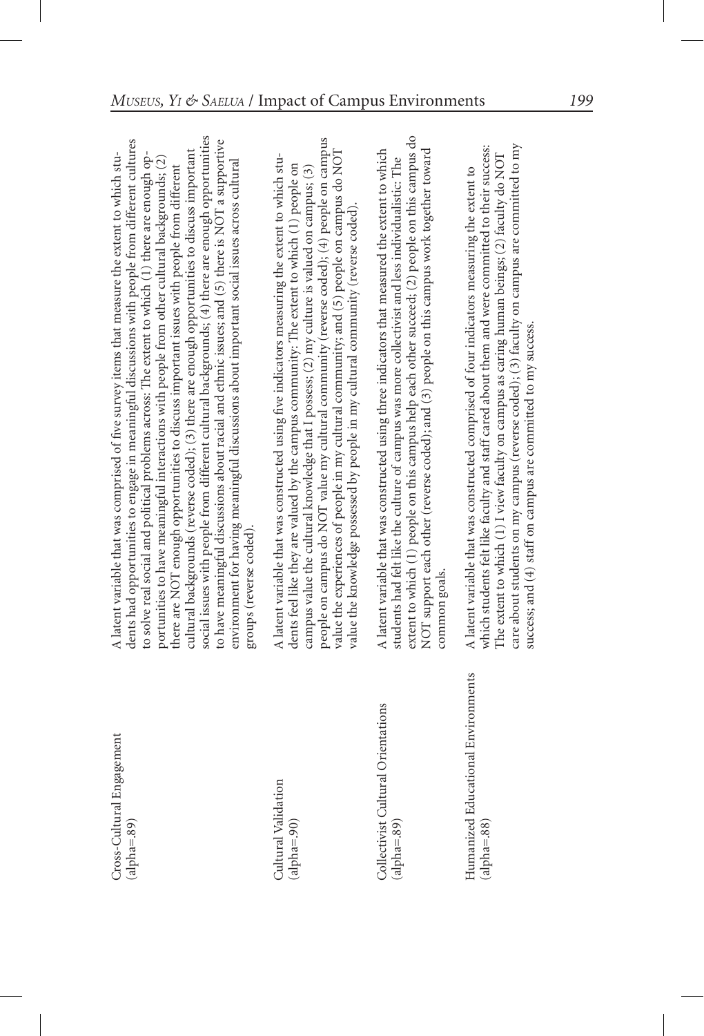| | |
|---|---|
| Cross-Cultural Engagement (alpha=.89) | A latent variable that was comprised of five survey items that measure the extent to which students had opportunities to engage in meaningful discussions with people from different cultures to solve real social and political problems across: The extent to which (1) there are enough opportunities to have meaningful interactions with people from other cultural backgrounds; (2) there are NOT enough opportunities to discuss important issues with people from different cultural backgrounds (reverse coded); (3) there are enough opportunities to discuss important social issues with people from different cultural backgrounds; (4) there are enough opportunities to have meaningful discussions about racial and ethnic issues; and (5) there is NOT a supportive environment for having meaningful discussions about important social issues across cultural groups (reverse coded). |
| Cultural Validation (alpha=.90) | A latent variable that was constructed using five indicators measuring the extent to which students feel like they are valued by the campus community: The extent to which (1) people on campus value the cultural knowledge that I possess; (2) my culture is valued on campus; (3) people on campus do NOT value my cultural community (reverse coded); (4) people on campus value the experiences of people in my cultural community; and (5) people on campus do NOT value the knowledge possessed by people in my cultural community (reverse coded). |
| Collectivist Cultural Orientations (alpha=.89) | A latent variable that was constructed using three indicators that measured the extent to which students had felt like the culture of campus was more collectivist and less individualistic: The extent to which (1) people on this campus help each other succeed; (2) people on this campus do NOT support each other (reverse coded); and (3) people on this campus work together toward common goals. |
| Humanized Educational Environments (alpha=.88) | A latent variable that was constructed comprised of four indicators measuring the extent to which students felt like faculty and staff cared about them and were committed to their success: The extent to which (1) I view faculty on campus as caring human beings; (2) faculty do NOT care about students on my campus (reverse coded); (3) faculty on campus are committed to my success; and (4) staff on campus are committed to my success. |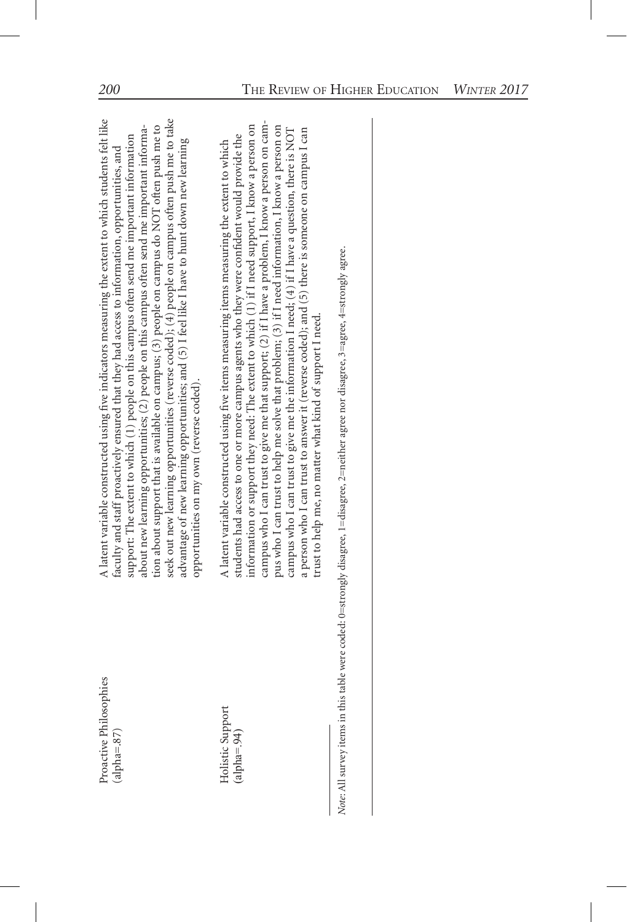| | |
|---|---|
| Proactive Philosophies (alpha=.87) | A latent variable constructed using five indicators measuring the extent to which students felt like faculty and staff proactively ensured that they had access to information, opportunities, and support: The extent to which (1) people on this campus often send me important information about new learning opportunities; (2) people on this campus often send me important information about support that is available on campus; (3) people on campus do NOT often push me to seek out new learning opportunities (reverse coded); (4) people on campus often push me to take advantage of new learning opportunities; and (5) I feel like I have to hunt down new learning opportunities on my own (reverse coded). |
| Holistic Support (alpha=.94) | A latent variable constructed using five items measuring items measuring the extent to which students had access to one or more campus agents who they were confident would provide the information or support they need: The extent to which (1) if I need support, I know a person on campus who I can trust to give me that support; (2) if I have a problem, I know a person on campus who I can trust to help me solve that problem; (3) if I need information, I know a person on campus who I can trust to give me the information I need; (4) if I have a question, there is NOT a person who I can trust to answer it (reverse coded); and (5) there is someone on campus I can trust to help me, no matter what kind of support I need. |

*Note:* All survey items in this table were coded: 0=strongly disagree, 1=disagree, 2=neither agree nor disagree, 3=agree, 4=strongly agree.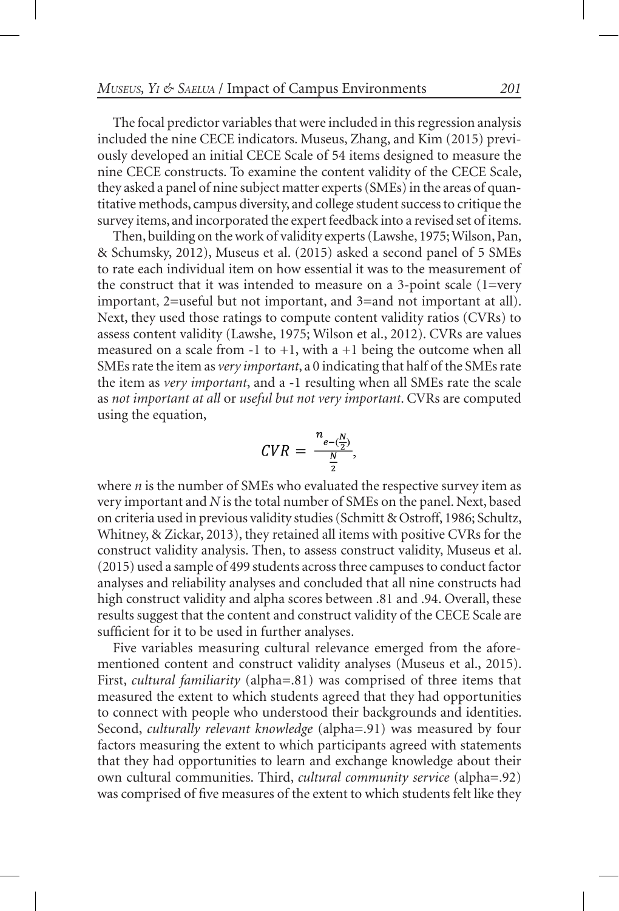The focal predictor variables that were included in this regression analysis included the nine CECE indicators. Museus, Zhang, and Kim (2015) previously developed an initial CECE Scale of 54 items designed to measure the nine CECE constructs. To examine the content validity of the CECE Scale, they asked a panel of nine subject matter experts (SMEs) in the areas of quantitative methods, campus diversity, and college student success to critique the survey items, and incorporated the expert feedback into a revised set of items.

Then, building on the work of validity experts (Lawshe, 1975; Wilson, Pan, & Schumsky, 2012), Museus et al. (2015) asked a second panel of 5 SMEs to rate each individual item on how essential it was to the measurement of the construct that it was intended to measure on a 3-point scale (1=very important, 2=useful but not important, and 3=and not important at all). Next, they used those ratings to compute content validity ratios (CVRs) to assess content validity (Lawshe, 1975; Wilson et al., 2012). CVRs are values measured on a scale from -1 to +1, with a +1 being the outcome when all SMEs rate the item as *very important*, a 0 indicating that half of the SMEs rate the item as *very important*, and a -1 resulting when all SMEs rate the scale as *not important at all* or *useful but not very important*. CVRs are computed using the equation,

$$CVR = \frac{n_{e-(\frac{N}{2})}}{\frac{N}{2}},$$

where *n* is the number of SMEs who evaluated the respective survey item as very important and *N* is the total number of SMEs on the panel. Next, based on criteria used in previous validity studies (Schmitt & Ostroff, 1986; Schultz, Whitney, & Zickar, 2013), they retained all items with positive CVRs for the construct validity analysis. Then, to assess construct validity, Museus et al. (2015) used a sample of 499 students across three campuses to conduct factor analyses and reliability analyses and concluded that all nine constructs had high construct validity and alpha scores between .81 and .94. Overall, these results suggest that the content and construct validity of the CECE Scale are sufficient for it to be used in further analyses.

Five variables measuring cultural relevance emerged from the aforementioned content and construct validity analyses (Museus et al., 2015). First, *cultural familiarity* (alpha=.81) was comprised of three items that measured the extent to which students agreed that they had opportunities to connect with people who understood their backgrounds and identities. Second, *culturally relevant knowledge* (alpha=.91) was measured by four factors measuring the extent to which participants agreed with statements that they had opportunities to learn and exchange knowledge about their own cultural communities. Third, *cultural community service* (alpha=.92) was comprised of five measures of the extent to which students felt like they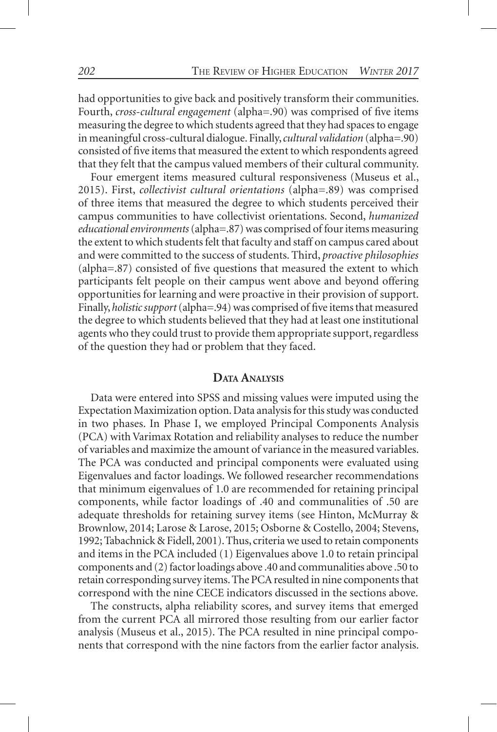had opportunities to give back and positively transform their communities. Fourth, *cross-cultural engagement* (alpha=.90) was comprised of five items measuring the degree to which students agreed that they had spaces to engage in meaningful cross-cultural dialogue. Finally, *cultural validation* (alpha=.90) consisted of five items that measured the extent to which respondents agreed that they felt that the campus valued members of their cultural community.

Four emergent items measured cultural responsiveness (Museus et al., 2015). First, *collectivist cultural orientations* (alpha=.89) was comprised of three items that measured the degree to which students perceived their campus communities to have collectivist orientations. Second, *humanized educational environments* (alpha=.87) was comprised of four items measuring the extent to which students felt that faculty and staff on campus cared about and were committed to the success of students. Third, *proactive philosophies* (alpha=.87) consisted of five questions that measured the extent to which participants felt people on their campus went above and beyond offering opportunities for learning and were proactive in their provision of support. Finally, *holistic support* (alpha=.94) was comprised of five items that measured the degree to which students believed that they had at least one institutional agents who they could trust to provide them appropriate support, regardless of the question they had or problem that they faced.

## Data Analysis

Data were entered into SPSS and missing values were imputed using the Expectation Maximization option. Data analysis for this study was conducted in two phases. In Phase I, we employed Principal Components Analysis (PCA) with Varimax Rotation and reliability analyses to reduce the number of variables and maximize the amount of variance in the measured variables. The PCA was conducted and principal components were evaluated using Eigenvalues and factor loadings. We followed researcher recommendations that minimum eigenvalues of 1.0 are recommended for retaining principal components, while factor loadings of .40 and communalities of .50 are adequate thresholds for retaining survey items (see Hinton, McMurray & Brownlow, 2014; Larose & Larose, 2015; Osborne & Costello, 2004; Stevens, 1992; Tabachnick & Fidell, 2001). Thus, criteria we used to retain components and items in the PCA included (1) Eigenvalues above 1.0 to retain principal components and (2) factor loadings above .40 and communalities above .50 to retain corresponding survey items. The PCA resulted in nine components that correspond with the nine CECE indicators discussed in the sections above.

The constructs, alpha reliability scores, and survey items that emerged from the current PCA all mirrored those resulting from our earlier factor analysis (Museus et al., 2015). The PCA resulted in nine principal components that correspond with the nine factors from the earlier factor analysis.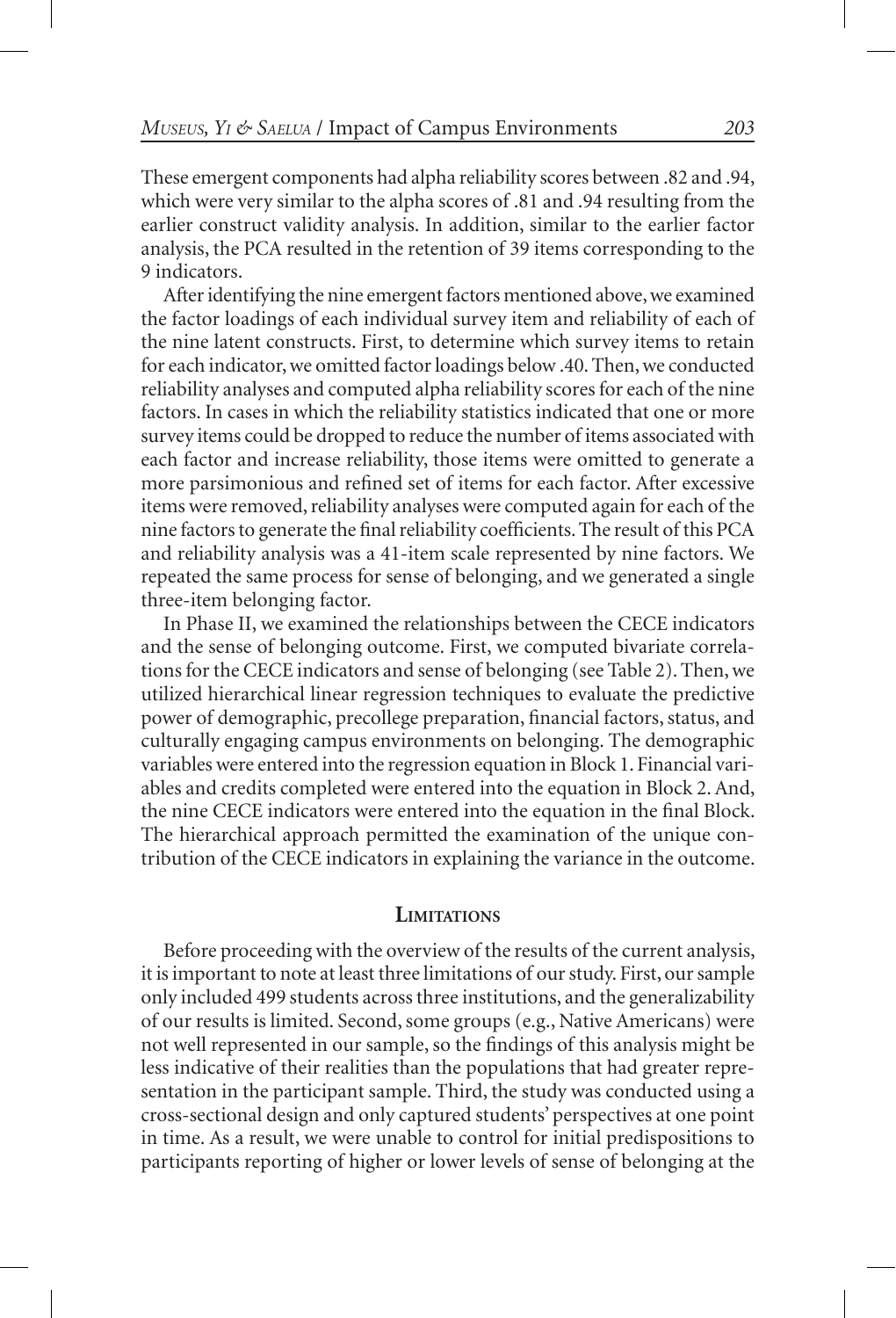These emergent components had alpha reliability scores between .82 and .94, which were very similar to the alpha scores of .81 and .94 resulting from the earlier construct validity analysis. In addition, similar to the earlier factor analysis, the PCA resulted in the retention of 39 items corresponding to the 9 indicators.

After identifying the nine emergent factors mentioned above, we examined the factor loadings of each individual survey item and reliability of each of the nine latent constructs. First, to determine which survey items to retain for each indicator, we omitted factor loadings below .40. Then, we conducted reliability analyses and computed alpha reliability scores for each of the nine factors. In cases in which the reliability statistics indicated that one or more survey items could be dropped to reduce the number of items associated with each factor and increase reliability, those items were omitted to generate a more parsimonious and refined set of items for each factor. After excessive items were removed, reliability analyses were computed again for each of the nine factors to generate the final reliability coefficients. The result of this PCA and reliability analysis was a 41-item scale represented by nine factors. We repeated the same process for sense of belonging, and we generated a single three-item belonging factor.

In Phase II, we examined the relationships between the CECE indicators and the sense of belonging outcome. First, we computed bivariate correlations for the CECE indicators and sense of belonging (see Table 2). Then, we utilized hierarchical linear regression techniques to evaluate the predictive power of demographic, precollege preparation, financial factors, status, and culturally engaging campus environments on belonging. The demographic variables were entered into the regression equation in Block 1. Financial variables and credits completed were entered into the equation in Block 2. And, the nine CECE indicators were entered into the equation in the final Block. The hierarchical approach permitted the examination of the unique contribution of the CECE indicators in explaining the variance in the outcome.

## Limitations

Before proceeding with the overview of the results of the current analysis, it is important to note at least three limitations of our study. First, our sample only included 499 students across three institutions, and the generalizability of our results is limited. Second, some groups (e.g., Native Americans) were not well represented in our sample, so the findings of this analysis might be less indicative of their realities than the populations that had greater representation in the participant sample. Third, the study was conducted using a cross-sectional design and only captured students' perspectives at one point in time. As a result, we were unable to control for initial predispositions to participants reporting of higher or lower levels of sense of belonging at the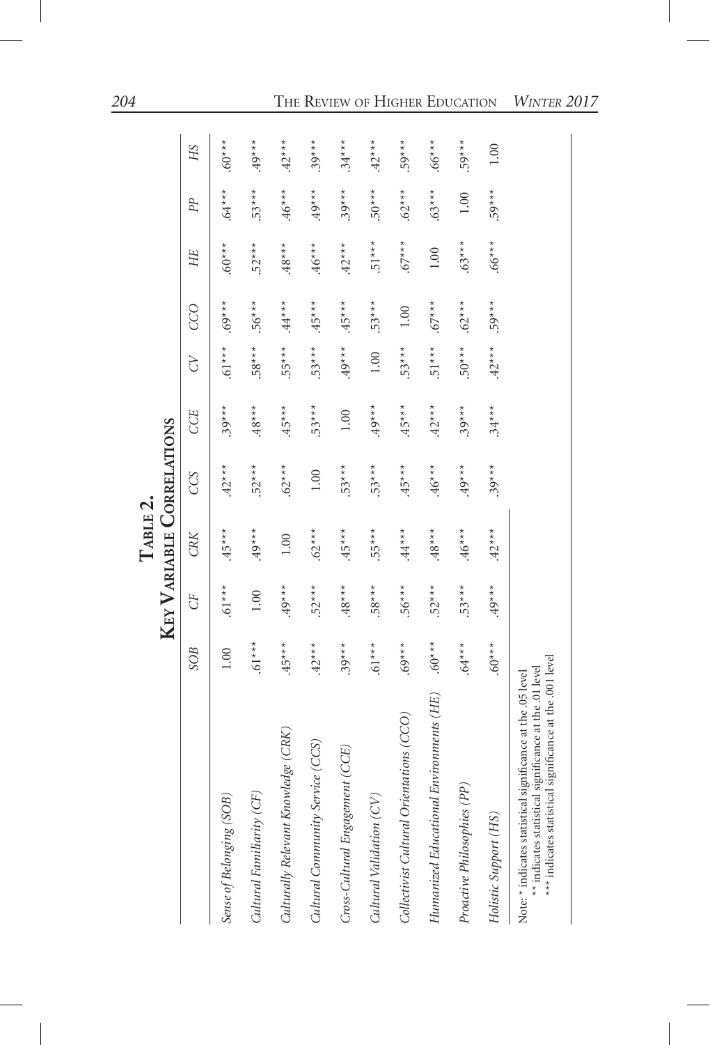**Table 2.**
**Key Variable Correlations**

| | *SOB* | *CF* | *CRK* | *CCS* | *CCE* | *CV* | *CCO* | *HE* | *PP* | *HS* |
|---|---|---|---|---|---|---|---|---|---|---|
| *Sense of Belonging (SOB)* | 1.00 | .61*** | .45*** | .42*** | .39*** | .61*** | .69*** | .60*** | .64*** | .60*** |
| *Cultural Familiarity (CF)* | .61*** | 1.00 | .49*** | .52*** | .48*** | .58*** | .56*** | .52*** | .53*** | .49*** |
| *Culturally Relevant Knowledge (CRK)* | .45*** | .49*** | 1.00 | .62*** | .45*** | .55*** | .44*** | .48*** | .46*** | .42*** |
| *Cultural Community Service (CCS)* | .42*** | .52*** | .62*** | 1.00 | .53*** | .53*** | .45*** | .46*** | .49*** | .39*** |
| *Cross-Cultural Engagement (CCE)* | .39*** | .48*** | .45*** | .53*** | 1.00 | .49*** | .45*** | .42*** | .39*** | .34*** |
| *Cultural Validation (CV)* | .61*** | .58*** | .55*** | .53*** | .49*** | 1.00 | .53*** | .51*** | .50*** | .42*** |
| *Collectivist Cultural Orientations (CCO)* | .69*** | .56*** | .44*** | .45*** | .45*** | .53*** | 1.00 | .67*** | .62*** | .59*** |
| *Humanized Educational Environments (HE)* | .60*** | .52*** | .48*** | .46*** | .42*** | .51*** | .67*** | 1.00 | .63*** | .66*** |
| *Proactive Philosophies (PP)* | .64*** | .53*** | .46*** | .49*** | .39*** | .50*** | .62*** | .63*** | 1.00 | .59*** |
| *Holistic Support (HS)* | .60*** | .49*** | .42*** | .39*** | .34*** | .42*** | .59*** | .66*** | .59*** | 1.00 |

Note: * indicates statistical significance at the .05 level
** indicates statistical significance at the .01 level
*** indicates statistical significance at the .001 level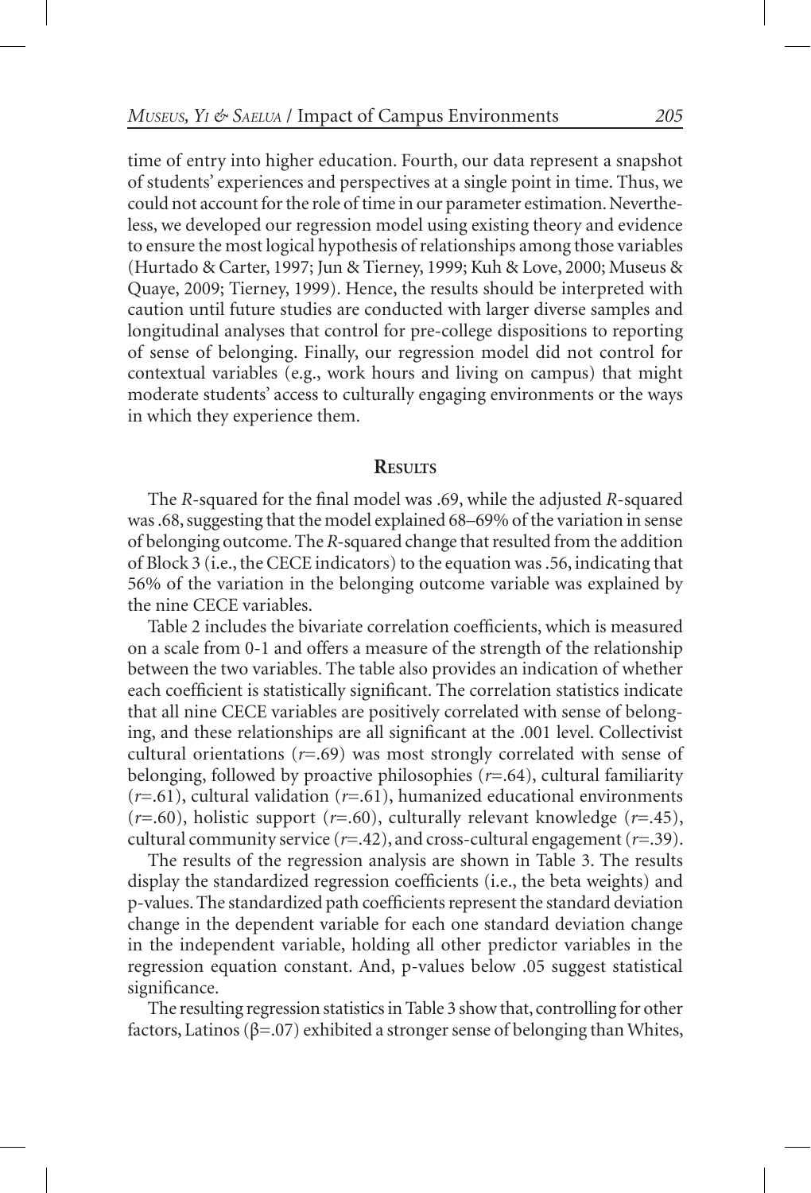time of entry into higher education. Fourth, our data represent a snapshot of students' experiences and perspectives at a single point in time. Thus, we could not account for the role of time in our parameter estimation. Nevertheless, we developed our regression model using existing theory and evidence to ensure the most logical hypothesis of relationships among those variables (Hurtado & Carter, 1997; Jun & Tierney, 1999; Kuh & Love, 2000; Museus & Quaye, 2009; Tierney, 1999). Hence, the results should be interpreted with caution until future studies are conducted with larger diverse samples and longitudinal analyses that control for pre-college dispositions to reporting of sense of belonging. Finally, our regression model did not control for contextual variables (e.g., work hours and living on campus) that might moderate students' access to culturally engaging environments or the ways in which they experience them.

## Results

The *R*-squared for the final model was .69, while the adjusted *R*-squared was .68, suggesting that the model explained 68–69% of the variation in sense of belonging outcome. The *R*-squared change that resulted from the addition of Block 3 (i.e., the CECE indicators) to the equation was .56, indicating that 56% of the variation in the belonging outcome variable was explained by the nine CECE variables.

Table 2 includes the bivariate correlation coefficients, which is measured on a scale from 0-1 and offers a measure of the strength of the relationship between the two variables. The table also provides an indication of whether each coefficient is statistically significant. The correlation statistics indicate that all nine CECE variables are positively correlated with sense of belonging, and these relationships are all significant at the .001 level. Collectivist cultural orientations ($r$=.69) was most strongly correlated with sense of belonging, followed by proactive philosophies ($r$=.64), cultural familiarity ($r$=.61), cultural validation ($r$=.61), humanized educational environments ($r$=.60), holistic support ($r$=.60), culturally relevant knowledge ($r$=.45), cultural community service ($r$=.42), and cross-cultural engagement ($r$=.39).

The results of the regression analysis are shown in Table 3. The results display the standardized regression coefficients (i.e., the beta weights) and p-values. The standardized path coefficients represent the standard deviation change in the dependent variable for each one standard deviation change in the independent variable, holding all other predictor variables in the regression equation constant. And, p-values below .05 suggest statistical significance.

The resulting regression statistics in Table 3 show that, controlling for other factors, Latinos ($\beta$=.07) exhibited a stronger sense of belonging than Whites,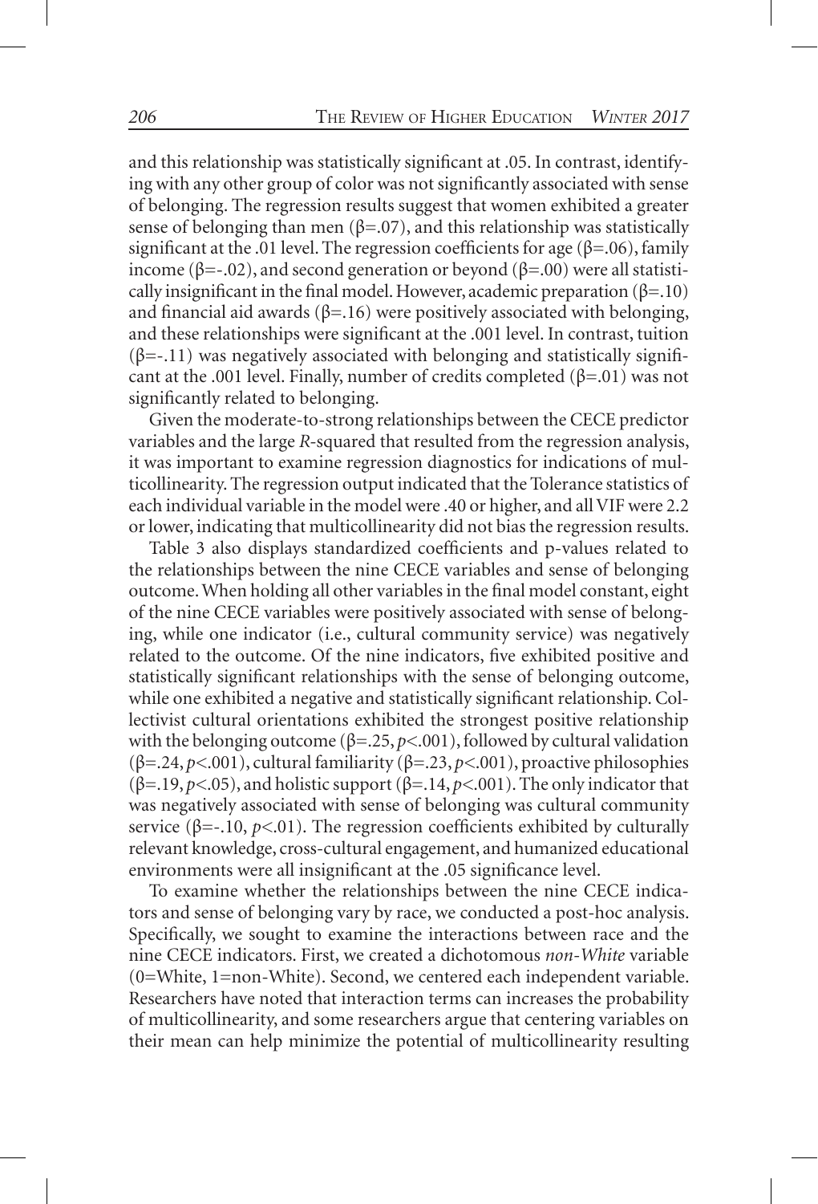and this relationship was statistically significant at .05. In contrast, identifying with any other group of color was not significantly associated with sense of belonging. The regression results suggest that women exhibited a greater sense of belonging than men ($\beta$=.07), and this relationship was statistically significant at the .01 level. The regression coefficients for age ($\beta$=.06), family income ($\beta$=-.02), and second generation or beyond ($\beta$=.00) were all statistically insignificant in the final model. However, academic preparation ($\beta$=.10) and financial aid awards ($\beta$=.16) were positively associated with belonging, and these relationships were significant at the .001 level. In contrast, tuition ($\beta$=-.11) was negatively associated with belonging and statistically significant at the .001 level. Finally, number of credits completed ($\beta$=.01) was not significantly related to belonging.

Given the moderate-to-strong relationships between the CECE predictor variables and the large *R*-squared that resulted from the regression analysis, it was important to examine regression diagnostics for indications of multicollinearity. The regression output indicated that the Tolerance statistics of each individual variable in the model were .40 or higher, and all VIF were 2.2 or lower, indicating that multicollinearity did not bias the regression results.

Table 3 also displays standardized coefficients and p-values related to the relationships between the nine CECE variables and sense of belonging outcome. When holding all other variables in the final model constant, eight of the nine CECE variables were positively associated with sense of belonging, while one indicator (i.e., cultural community service) was negatively related to the outcome. Of the nine indicators, five exhibited positive and statistically significant relationships with the sense of belonging outcome, while one exhibited a negative and statistically significant relationship. Collectivist cultural orientations exhibited the strongest positive relationship with the belonging outcome ($\beta$=.25, $p$<.001), followed by cultural validation ($\beta$=.24, $p$<.001), cultural familiarity ($\beta$=.23, $p$<.001), proactive philosophies ($\beta$=.19, $p$<.05), and holistic support ($\beta$=.14, $p$<.001). The only indicator that was negatively associated with sense of belonging was cultural community service ($\beta$=-.10, $p$<.01). The regression coefficients exhibited by culturally relevant knowledge, cross-cultural engagement, and humanized educational environments were all insignificant at the .05 significance level.

To examine whether the relationships between the nine CECE indicators and sense of belonging vary by race, we conducted a post-hoc analysis. Specifically, we sought to examine the interactions between race and the nine CECE indicators. First, we created a dichotomous *non-White* variable (0=White, 1=non-White). Second, we centered each independent variable. Researchers have noted that interaction terms can increases the probability of multicollinearity, and some researchers argue that centering variables on their mean can help minimize the potential of multicollinearity resulting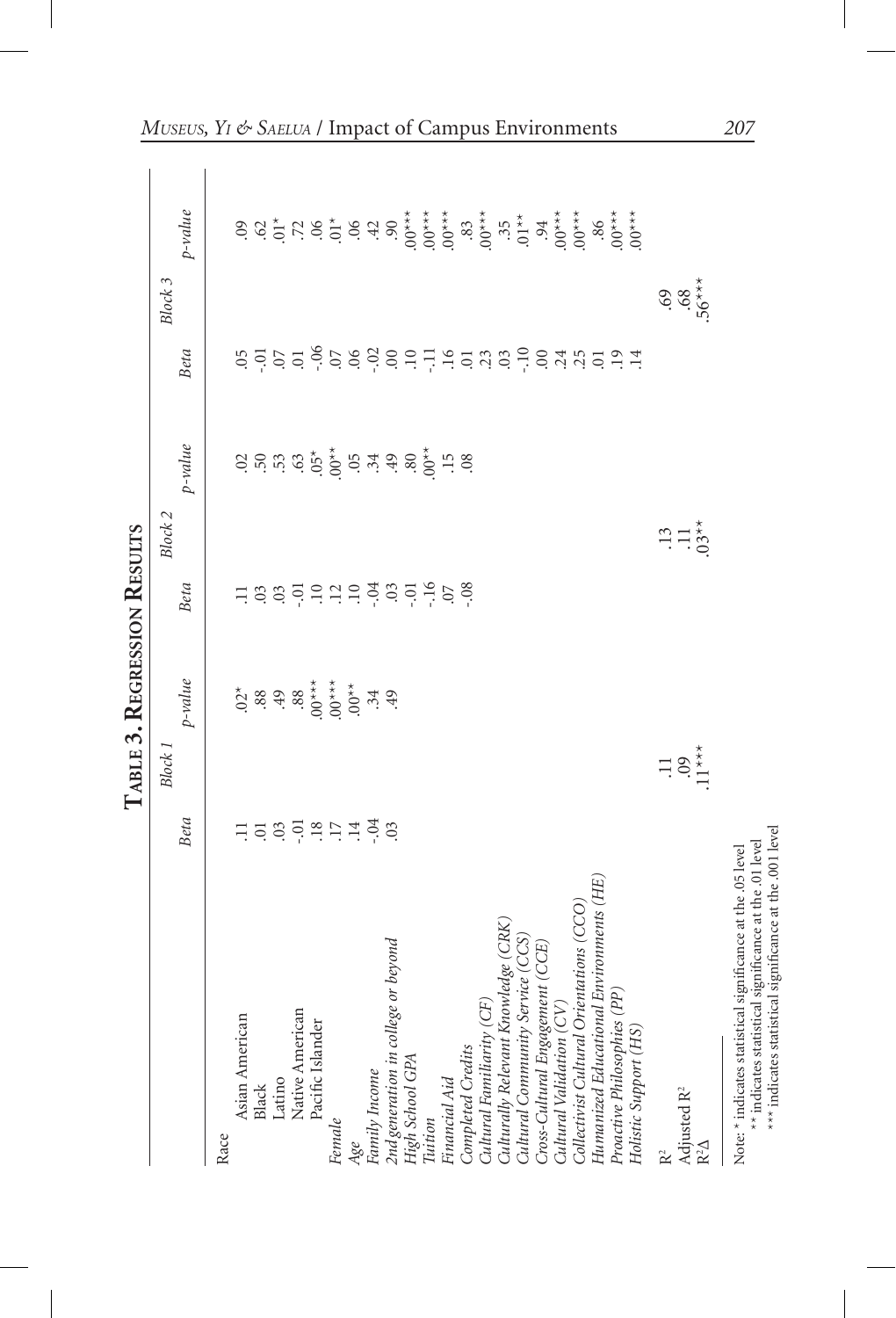# Table 3. Regression Results

| | Block 1 | | Block 2 | | Block 3 | |
|---|---|---|---|---|---|---|
| | *Beta* | *p-value* | *Beta* | *p-value* | *Beta* | *p-value* |
| Race | | | | | | |
| Asian American | .11 | .02* | .11 | .02 | .05 | .09 |
| Black | .01 | .88 | .03 | .50 | -.01 | .62 |
| Latino | .03 | .49 | .03 | .53 | .07 | .01* |
| Native American | -.01 | .88 | -.01 | .63 | .01 | .72 |
| Pacific Islander | .18 | .00*** | .10 | .05* | -.06 | .06 |
| *Female* | .17 | .00*** | .12 | .00** | .07 | .01* |
| *Age* | .14 | .00** | .10 | .05 | .06 | .06 |
| *Family Income* | -.04 | .34 | -.04 | .34 | -.02 | .42 |
| *2nd generation in college or beyond* | .03 | .49 | .03 | .49 | .00 | .90 |
| *High School GPA* | | | -.01 | .80 | .10 | .00*** |
| *Tuition* | | | -.16 | .00** | -.11 | .00*** |
| *Financial Aid* | | | .07 | .15 | .16 | .00*** |
| *Completed Credits* | | | -.08 | .08 | .01 | .83 |
| *Cultural Familiarity (CF)* | | | | | .23 | .00*** |
| *Culturally Relevant Knowledge (CRK)* | | | | | .03 | .35 |
| *Cultural Community Service (CCS)* | | | | | -.10 | .01** |
| *Cross-Cultural Engagement (CCE)* | | | | | .00 | .94 |
| *Cultural Validation (CV)* | | | | | .24 | .00*** |
| *Collectivist Cultural Orientations (CCO)* | | | | | .25 | .00*** |
| *Humanized Educational Environments (HE)* | | | | | .01 | .86 |
| *Proactive Philosophies (PP)* | | | | | .19 | .00*** |
| *Holistic Support (HS)* | | | | | .14 | .00*** |
| $R^2$ | .11 | | .13 | | .69 | |
| Adjusted $R^2$ | .09 | | .11 | | .68 | |
| $R^2\Delta$ | .11*** | | .03** | | .56*** | |

Note: * indicates statistical significance at the .05 level
** indicates statistical significance at the .01 level
*** indicates statistical significance at the .001 level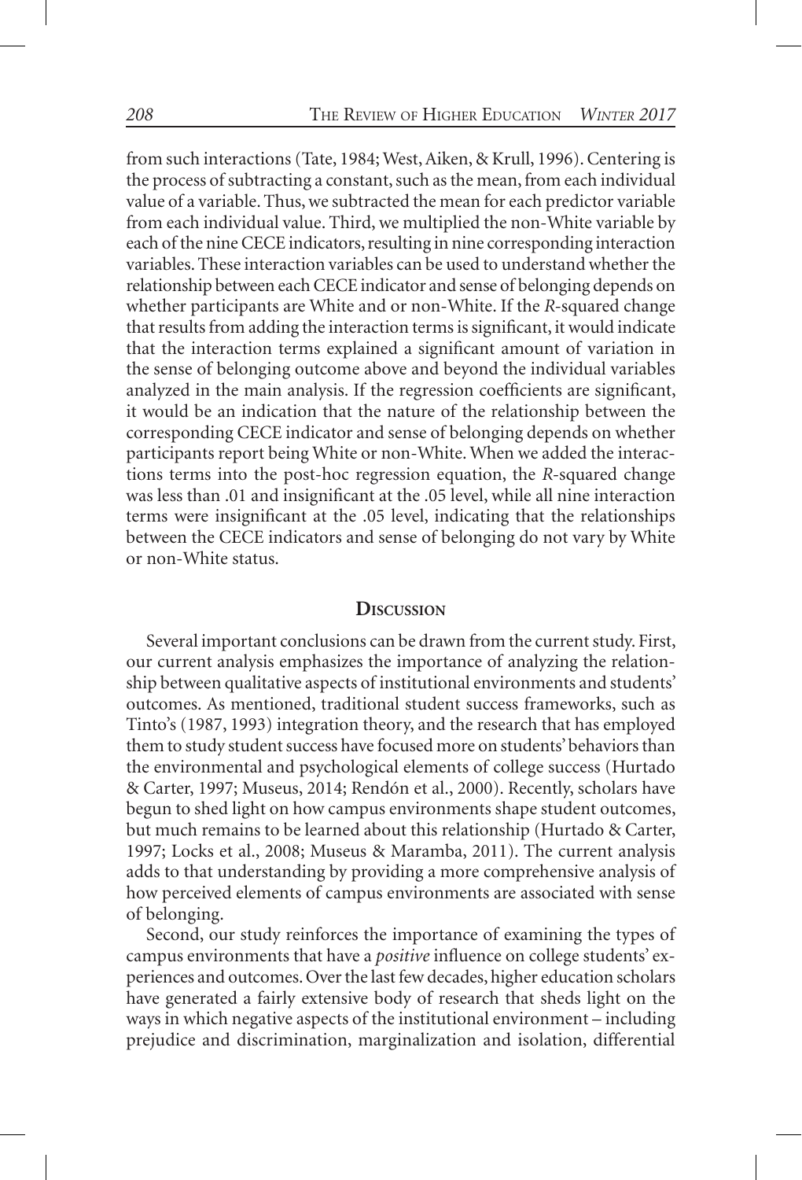from such interactions (Tate, 1984; West, Aiken, & Krull, 1996). Centering is the process of subtracting a constant, such as the mean, from each individual value of a variable. Thus, we subtracted the mean for each predictor variable from each individual value. Third, we multiplied the non-White variable by each of the nine CECE indicators, resulting in nine corresponding interaction variables. These interaction variables can be used to understand whether the relationship between each CECE indicator and sense of belonging depends on whether participants are White and or non-White. If the *R*-squared change that results from adding the interaction terms is significant, it would indicate that the interaction terms explained a significant amount of variation in the sense of belonging outcome above and beyond the individual variables analyzed in the main analysis. If the regression coefficients are significant, it would be an indication that the nature of the relationship between the corresponding CECE indicator and sense of belonging depends on whether participants report being White or non-White. When we added the interactions terms into the post-hoc regression equation, the *R*-squared change was less than .01 and insignificant at the .05 level, while all nine interaction terms were insignificant at the .05 level, indicating that the relationships between the CECE indicators and sense of belonging do not vary by White or non-White status.

## Discussion

Several important conclusions can be drawn from the current study. First, our current analysis emphasizes the importance of analyzing the relationship between qualitative aspects of institutional environments and students' outcomes. As mentioned, traditional student success frameworks, such as Tinto's (1987, 1993) integration theory, and the research that has employed them to study student success have focused more on students' behaviors than the environmental and psychological elements of college success (Hurtado & Carter, 1997; Museus, 2014; Rendón et al., 2000). Recently, scholars have begun to shed light on how campus environments shape student outcomes, but much remains to be learned about this relationship (Hurtado & Carter, 1997; Locks et al., 2008; Museus & Maramba, 2011). The current analysis adds to that understanding by providing a more comprehensive analysis of how perceived elements of campus environments are associated with sense of belonging.

Second, our study reinforces the importance of examining the types of campus environments that have a *positive* influence on college students' experiences and outcomes. Over the last few decades, higher education scholars have generated a fairly extensive body of research that sheds light on the ways in which negative aspects of the institutional environment – including prejudice and discrimination, marginalization and isolation, differential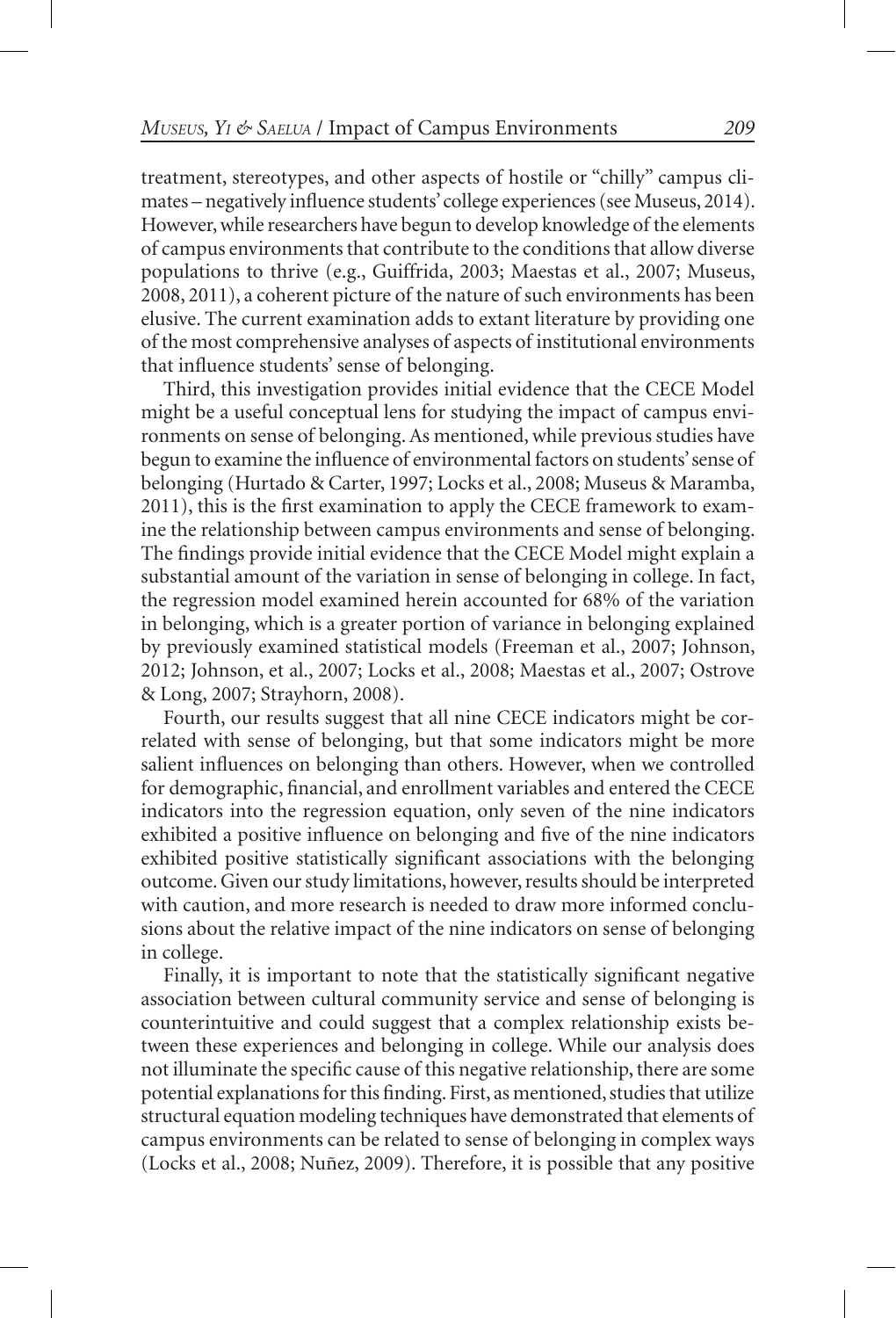treatment, stereotypes, and other aspects of hostile or "chilly" campus climates – negatively influence students' college experiences (see Museus, 2014). However, while researchers have begun to develop knowledge of the elements of campus environments that contribute to the conditions that allow diverse populations to thrive (e.g., Guiffrida, 2003; Maestas et al., 2007; Museus, 2008, 2011), a coherent picture of the nature of such environments has been elusive. The current examination adds to extant literature by providing one of the most comprehensive analyses of aspects of institutional environments that influence students' sense of belonging.

Third, this investigation provides initial evidence that the CECE Model might be a useful conceptual lens for studying the impact of campus environments on sense of belonging. As mentioned, while previous studies have begun to examine the influence of environmental factors on students' sense of belonging (Hurtado & Carter, 1997; Locks et al., 2008; Museus & Maramba, 2011), this is the first examination to apply the CECE framework to examine the relationship between campus environments and sense of belonging. The findings provide initial evidence that the CECE Model might explain a substantial amount of the variation in sense of belonging in college. In fact, the regression model examined herein accounted for 68% of the variation in belonging, which is a greater portion of variance in belonging explained by previously examined statistical models (Freeman et al., 2007; Johnson, 2012; Johnson, et al., 2007; Locks et al., 2008; Maestas et al., 2007; Ostrove & Long, 2007; Strayhorn, 2008).

Fourth, our results suggest that all nine CECE indicators might be correlated with sense of belonging, but that some indicators might be more salient influences on belonging than others. However, when we controlled for demographic, financial, and enrollment variables and entered the CECE indicators into the regression equation, only seven of the nine indicators exhibited a positive influence on belonging and five of the nine indicators exhibited positive statistically significant associations with the belonging outcome. Given our study limitations, however, results should be interpreted with caution, and more research is needed to draw more informed conclusions about the relative impact of the nine indicators on sense of belonging in college.

Finally, it is important to note that the statistically significant negative association between cultural community service and sense of belonging is counterintuitive and could suggest that a complex relationship exists between these experiences and belonging in college. While our analysis does not illuminate the specific cause of this negative relationship, there are some potential explanations for this finding. First, as mentioned, studies that utilize structural equation modeling techniques have demonstrated that elements of campus environments can be related to sense of belonging in complex ways (Locks et al., 2008; Nuñez, 2009). Therefore, it is possible that any positive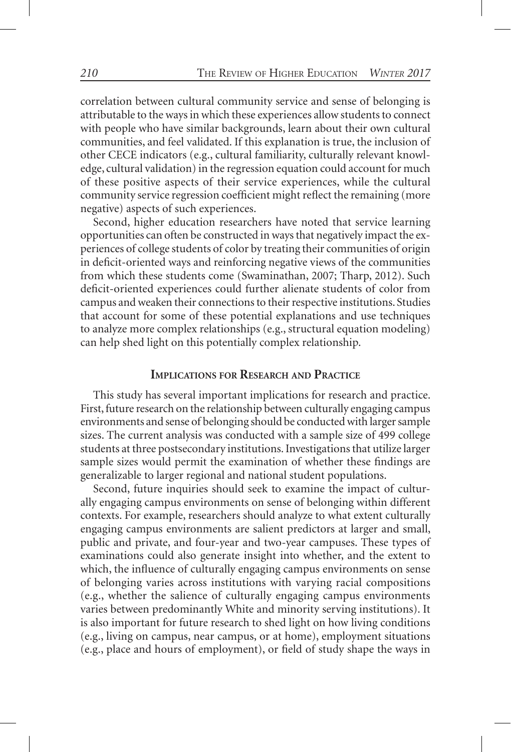correlation between cultural community service and sense of belonging is attributable to the ways in which these experiences allow students to connect with people who have similar backgrounds, learn about their own cultural communities, and feel validated. If this explanation is true, the inclusion of other CECE indicators (e.g., cultural familiarity, culturally relevant knowledge, cultural validation) in the regression equation could account for much of these positive aspects of their service experiences, while the cultural community service regression coefficient might reflect the remaining (more negative) aspects of such experiences.

Second, higher education researchers have noted that service learning opportunities can often be constructed in ways that negatively impact the experiences of college students of color by treating their communities of origin in deficit-oriented ways and reinforcing negative views of the communities from which these students come (Swaminathan, 2007; Tharp, 2012). Such deficit-oriented experiences could further alienate students of color from campus and weaken their connections to their respective institutions. Studies that account for some of these potential explanations and use techniques to analyze more complex relationships (e.g., structural equation modeling) can help shed light on this potentially complex relationship.

## Implications for Research and Practice

This study has several important implications for research and practice. First, future research on the relationship between culturally engaging campus environments and sense of belonging should be conducted with larger sample sizes. The current analysis was conducted with a sample size of 499 college students at three postsecondary institutions. Investigations that utilize larger sample sizes would permit the examination of whether these findings are generalizable to larger regional and national student populations.

Second, future inquiries should seek to examine the impact of culturally engaging campus environments on sense of belonging within different contexts. For example, researchers should analyze to what extent culturally engaging campus environments are salient predictors at larger and small, public and private, and four-year and two-year campuses. These types of examinations could also generate insight into whether, and the extent to which, the influence of culturally engaging campus environments on sense of belonging varies across institutions with varying racial compositions (e.g., whether the salience of culturally engaging campus environments varies between predominantly White and minority serving institutions). It is also important for future research to shed light on how living conditions (e.g., living on campus, near campus, or at home), employment situations (e.g., place and hours of employment), or field of study shape the ways in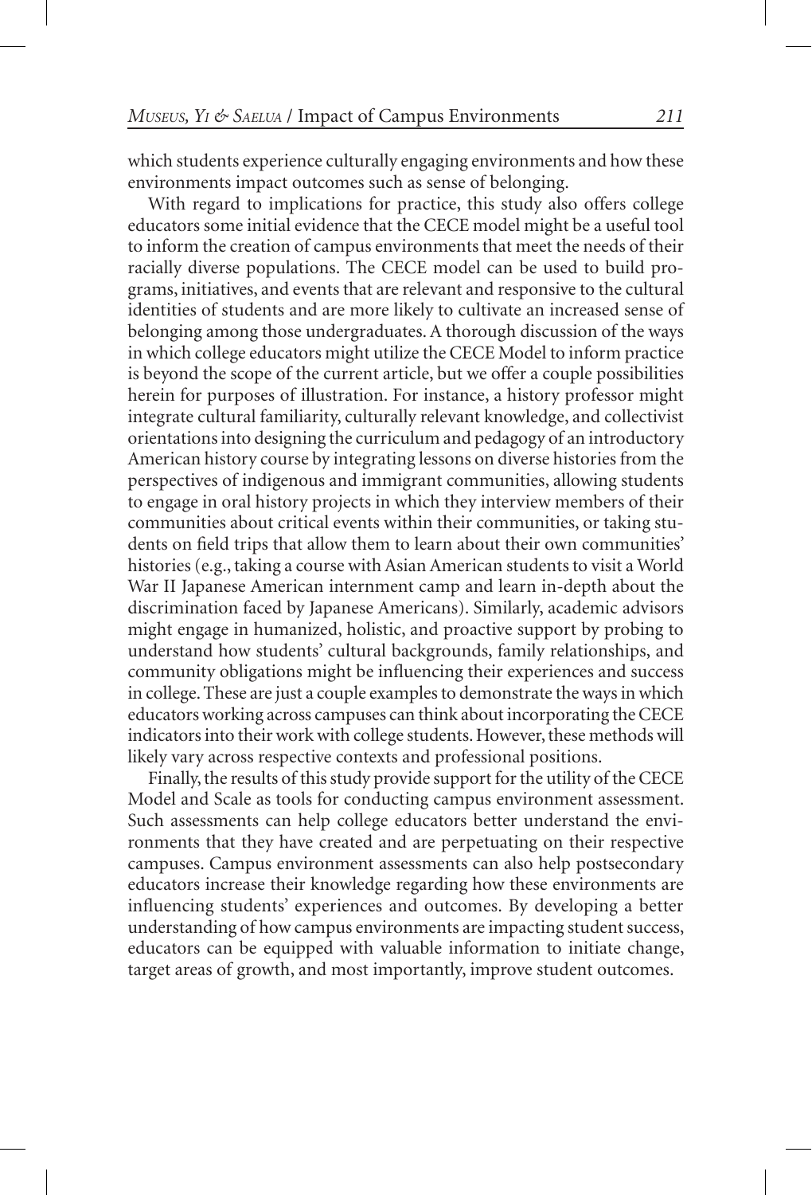which students experience culturally engaging environments and how these environments impact outcomes such as sense of belonging.

With regard to implications for practice, this study also offers college educators some initial evidence that the CECE model might be a useful tool to inform the creation of campus environments that meet the needs of their racially diverse populations. The CECE model can be used to build programs, initiatives, and events that are relevant and responsive to the cultural identities of students and are more likely to cultivate an increased sense of belonging among those undergraduates. A thorough discussion of the ways in which college educators might utilize the CECE Model to inform practice is beyond the scope of the current article, but we offer a couple possibilities herein for purposes of illustration. For instance, a history professor might integrate cultural familiarity, culturally relevant knowledge, and collectivist orientations into designing the curriculum and pedagogy of an introductory American history course by integrating lessons on diverse histories from the perspectives of indigenous and immigrant communities, allowing students to engage in oral history projects in which they interview members of their communities about critical events within their communities, or taking students on field trips that allow them to learn about their own communities' histories (e.g., taking a course with Asian American students to visit a World War II Japanese American internment camp and learn in-depth about the discrimination faced by Japanese Americans). Similarly, academic advisors might engage in humanized, holistic, and proactive support by probing to understand how students' cultural backgrounds, family relationships, and community obligations might be influencing their experiences and success in college. These are just a couple examples to demonstrate the ways in which educators working across campuses can think about incorporating the CECE indicators into their work with college students. However, these methods will likely vary across respective contexts and professional positions.

Finally, the results of this study provide support for the utility of the CECE Model and Scale as tools for conducting campus environment assessment. Such assessments can help college educators better understand the environments that they have created and are perpetuating on their respective campuses. Campus environment assessments can also help postsecondary educators increase their knowledge regarding how these environments are influencing students' experiences and outcomes. By developing a better understanding of how campus environments are impacting student success, educators can be equipped with valuable information to initiate change, target areas of growth, and most importantly, improve student outcomes.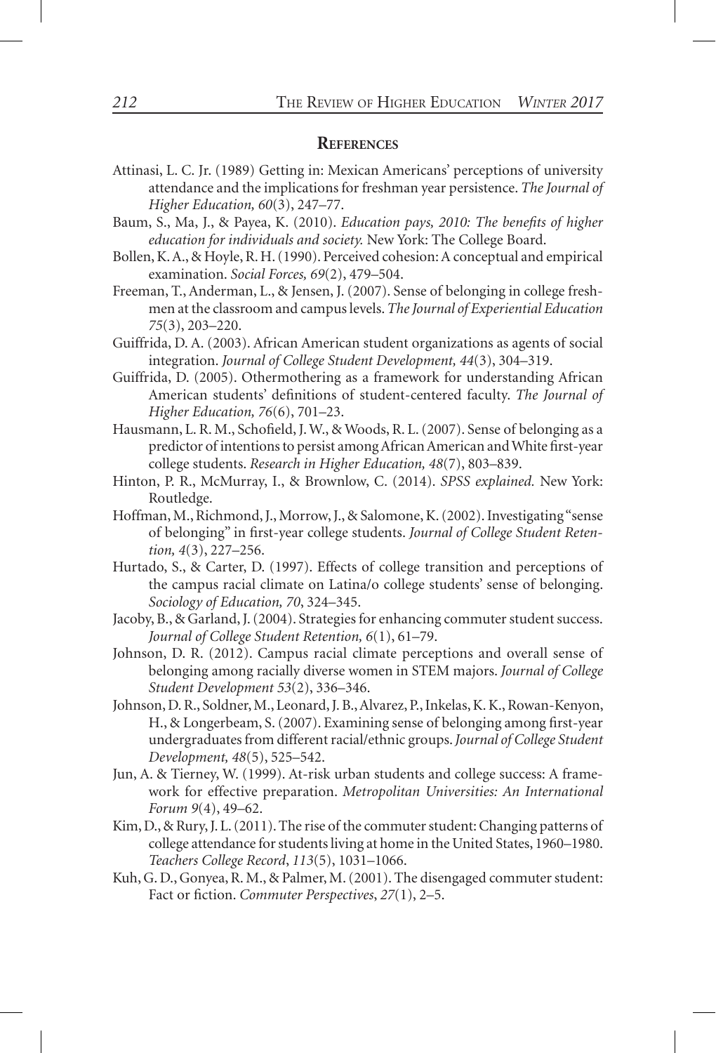## References

Attinasi, L. C. Jr. (1989) Getting in: Mexican Americans' perceptions of university attendance and the implications for freshman year persistence. *The Journal of Higher Education, 60*(3), 247–77.

Baum, S., Ma, J., & Payea, K. (2010). *Education pays, 2010: The benefits of higher education for individuals and society.* New York: The College Board.

Bollen, K. A., & Hoyle, R. H. (1990). Perceived cohesion: A conceptual and empirical examination. *Social Forces, 69*(2), 479–504.

Freeman, T., Anderman, L., & Jensen, J. (2007). Sense of belonging in college freshmen at the classroom and campus levels. *The Journal of Experiential Education 75*(3), 203–220.

Guiffrida, D. A. (2003). African American student organizations as agents of social integration. *Journal of College Student Development, 44*(3), 304–319.

Guiffrida, D. (2005). Othermothering as a framework for understanding African American students' definitions of student-centered faculty. *The Journal of Higher Education, 76*(6), 701–23.

Hausmann, L. R. M., Schofield, J. W., & Woods, R. L. (2007). Sense of belonging as a predictor of intentions to persist among African American and White first-year college students. *Research in Higher Education, 48*(7), 803–839.

Hinton, P. R., McMurray, I., & Brownlow, C. (2014). *SPSS explained.* New York: Routledge.

Hoffman, M., Richmond, J., Morrow, J., & Salomone, K. (2002). Investigating "sense of belonging" in first-year college students. *Journal of College Student Retention, 4*(3), 227–256.

Hurtado, S., & Carter, D. (1997). Effects of college transition and perceptions of the campus racial climate on Latina/o college students' sense of belonging. *Sociology of Education, 70*, 324–345.

Jacoby, B., & Garland, J. (2004). Strategies for enhancing commuter student success. *Journal of College Student Retention, 6*(1), 61–79.

Johnson, D. R. (2012). Campus racial climate perceptions and overall sense of belonging among racially diverse women in STEM majors. *Journal of College Student Development 53*(2), 336–346.

Johnson, D. R., Soldner, M., Leonard, J. B., Alvarez, P., Inkelas, K. K., Rowan-Kenyon, H., & Longerbeam, S. (2007). Examining sense of belonging among first-year undergraduates from different racial/ethnic groups. *Journal of College Student Development, 48*(5), 525–542.

Jun, A. & Tierney, W. (1999). At-risk urban students and college success: A framework for effective preparation. *Metropolitan Universities: An International Forum 9*(4), 49–62.

Kim, D., & Rury, J. L. (2011). The rise of the commuter student: Changing patterns of college attendance for students living at home in the United States, 1960–1980. *Teachers College Record*, *113*(5), 1031–1066.

Kuh, G. D., Gonyea, R. M., & Palmer, M. (2001). The disengaged commuter student: Fact or fiction. *Commuter Perspectives*, *27*(1), 2–5.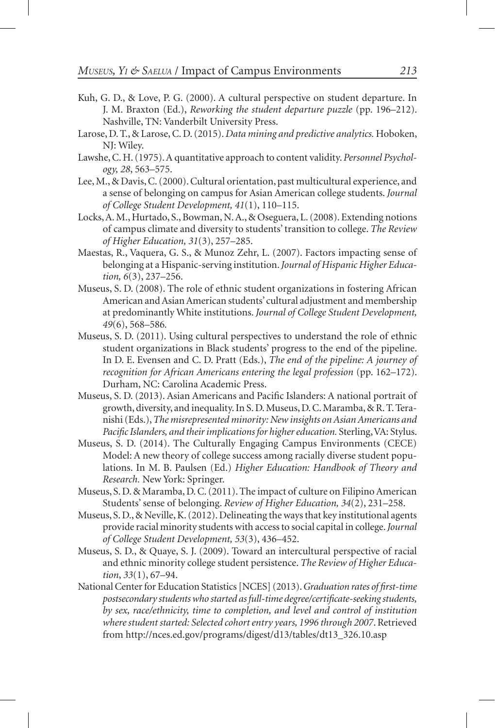Kuh, G. D., & Love, P. G. (2000). A cultural perspective on student departure. In J. M. Braxton (Ed.), *Reworking the student departure puzzle* (pp. 196–212). Nashville, TN: Vanderbilt University Press.

Larose, D. T., & Larose, C. D. (2015). *Data mining and predictive analytics.* Hoboken, NJ: Wiley.

Lawshe, C. H. (1975). A quantitative approach to content validity. *Personnel Psychology, 28*, 563–575.

Lee, M., & Davis, C. (2000). Cultural orientation, past multicultural experience, and a sense of belonging on campus for Asian American college students. *Journal of College Student Development, 41*(1), 110–115.

Locks, A. M., Hurtado, S., Bowman, N. A., & Oseguera, L. (2008). Extending notions of campus climate and diversity to students' transition to college. *The Review of Higher Education, 31*(3), 257–285.

Maestas, R., Vaquera, G. S., & Munoz Zehr, L. (2007). Factors impacting sense of belonging at a Hispanic-serving institution. *Journal of Hispanic Higher Education, 6*(3), 237–256.

Museus, S. D. (2008). The role of ethnic student organizations in fostering African American and Asian American students' cultural adjustment and membership at predominantly White institutions. *Journal of College Student Development, 49*(6), 568–586.

Museus, S. D. (2011). Using cultural perspectives to understand the role of ethnic student organizations in Black students' progress to the end of the pipeline. In D. E. Evensen and C. D. Pratt (Eds.), *The end of the pipeline: A journey of recognition for African Americans entering the legal profession* (pp. 162–172). Durham, NC: Carolina Academic Press.

Museus, S. D. (2013). Asian Americans and Pacific Islanders: A national portrait of growth, diversity, and inequality. In S. D. Museus, D. C. Maramba, & R. T. Teranishi (Eds.), *The misrepresented minority: New insights on Asian Americans and Pacific Islanders, and their implications for higher education.* Sterling, VA: Stylus.

Museus, S. D. (2014). The Culturally Engaging Campus Environments (CECE) Model: A new theory of college success among racially diverse student populations. In M. B. Paulsen (Ed.) *Higher Education: Handbook of Theory and Research.* New York: Springer.

Museus, S. D. & Maramba, D. C. (2011). The impact of culture on Filipino American Students' sense of belonging. *Review of Higher Education, 34*(2), 231–258.

Museus, S. D., & Neville, K. (2012). Delineating the ways that key institutional agents provide racial minority students with access to social capital in college. *Journal of College Student Development, 53*(3), 436–452.

Museus, S. D., & Quaye, S. J. (2009). Toward an intercultural perspective of racial and ethnic minority college student persistence. *The Review of Higher Education*, *33*(1), 67–94.

National Center for Education Statistics [NCES] (2013). *Graduation rates of first-time postsecondary students who started as full-time degree/certificate-seeking students, by sex, race/ethnicity, time to completion, and level and control of institution where student started: Selected cohort entry years, 1996 through 2007*. Retrieved from http://nces.ed.gov/programs/digest/d13/tables/dt13_326.10.asp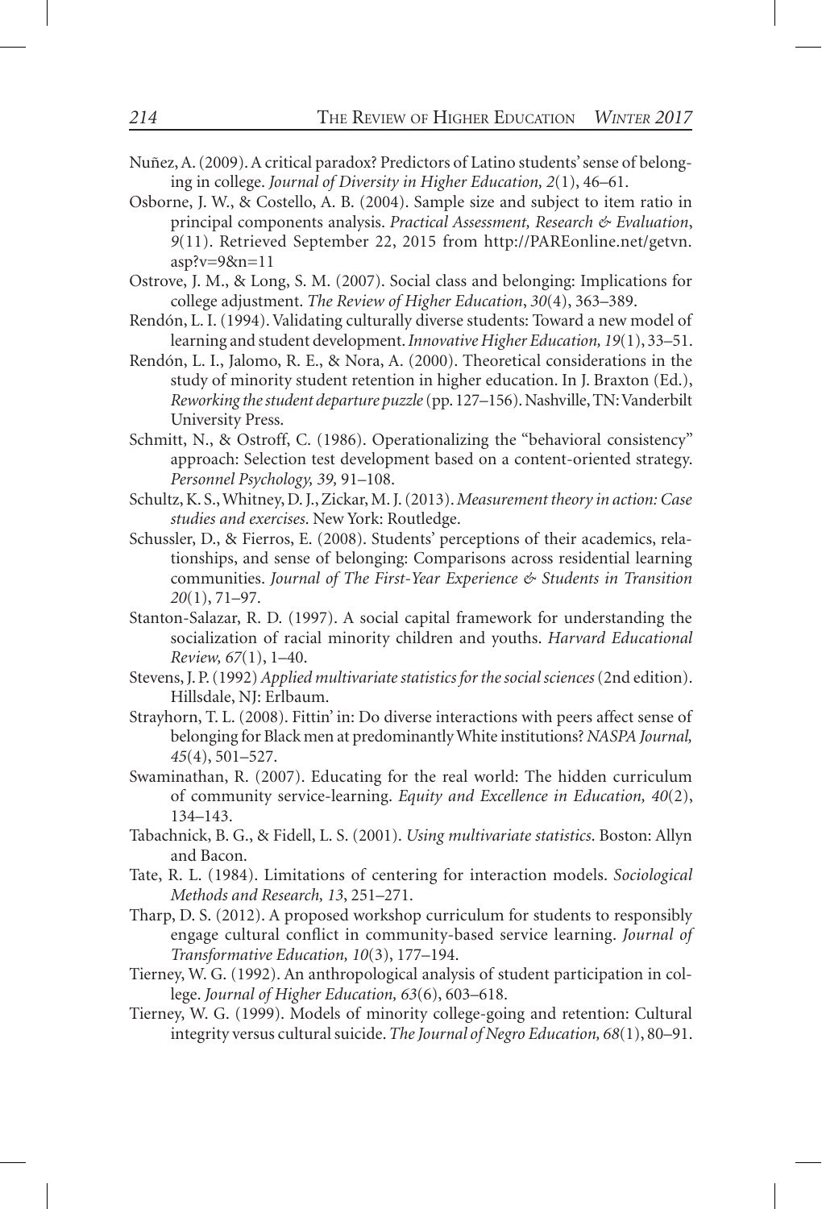Nuñez, A. (2009). A critical paradox? Predictors of Latino students' sense of belonging in college. *Journal of Diversity in Higher Education, 2*(1), 46–61.

Osborne, J. W., & Costello, A. B. (2004). Sample size and subject to item ratio in principal components analysis. *Practical Assessment, Research & Evaluation*, *9*(11). Retrieved September 22, 2015 from http://PAREonline.net/getvn.asp?v=9&n=11

Ostrove, J. M., & Long, S. M. (2007). Social class and belonging: Implications for college adjustment. *The Review of Higher Education*, *30*(4), 363–389.

Rendón, L. I. (1994). Validating culturally diverse students: Toward a new model of learning and student development. *Innovative Higher Education, 19*(1), 33–51.

Rendón, L. I., Jalomo, R. E., & Nora, A. (2000). Theoretical considerations in the study of minority student retention in higher education. In J. Braxton (Ed.), *Reworking the student departure puzzle* (pp. 127–156). Nashville, TN: Vanderbilt University Press.

Schmitt, N., & Ostroff, C. (1986). Operationalizing the "behavioral consistency" approach: Selection test development based on a content-oriented strategy. *Personnel Psychology, 39,* 91–108.

Schultz, K. S., Whitney, D. J., Zickar, M. J. (2013). *Measurement theory in action: Case studies and exercises*. New York: Routledge.

Schussler, D., & Fierros, E. (2008). Students' perceptions of their academics, relationships, and sense of belonging: Comparisons across residential learning communities. *Journal of The First-Year Experience & Students in Transition 20*(1), 71–97.

Stanton-Salazar, R. D. (1997). A social capital framework for understanding the socialization of racial minority children and youths. *Harvard Educational Review, 67*(1), 1–40.

Stevens, J. P. (1992) *Applied multivariate statistics for the social sciences* (2nd edition). Hillsdale, NJ: Erlbaum.

Strayhorn, T. L. (2008). Fittin' in: Do diverse interactions with peers affect sense of belonging for Black men at predominantly White institutions? *NASPA Journal, 45*(4), 501–527.

Swaminathan, R. (2007). Educating for the real world: The hidden curriculum of community service-learning. *Equity and Excellence in Education, 40*(2), 134–143.

Tabachnick, B. G., & Fidell, L. S. (2001). *Using multivariate statistics*. Boston: Allyn and Bacon.

Tate, R. L. (1984). Limitations of centering for interaction models. *Sociological Methods and Research, 13*, 251–271.

Tharp, D. S. (2012). A proposed workshop curriculum for students to responsibly engage cultural conflict in community-based service learning. *Journal of Transformative Education, 10*(3), 177–194.

Tierney, W. G. (1992). An anthropological analysis of student participation in college. *Journal of Higher Education, 63*(6), 603–618.

Tierney, W. G. (1999). Models of minority college-going and retention: Cultural integrity versus cultural suicide. *The Journal of Negro Education, 68*(1), 80–91.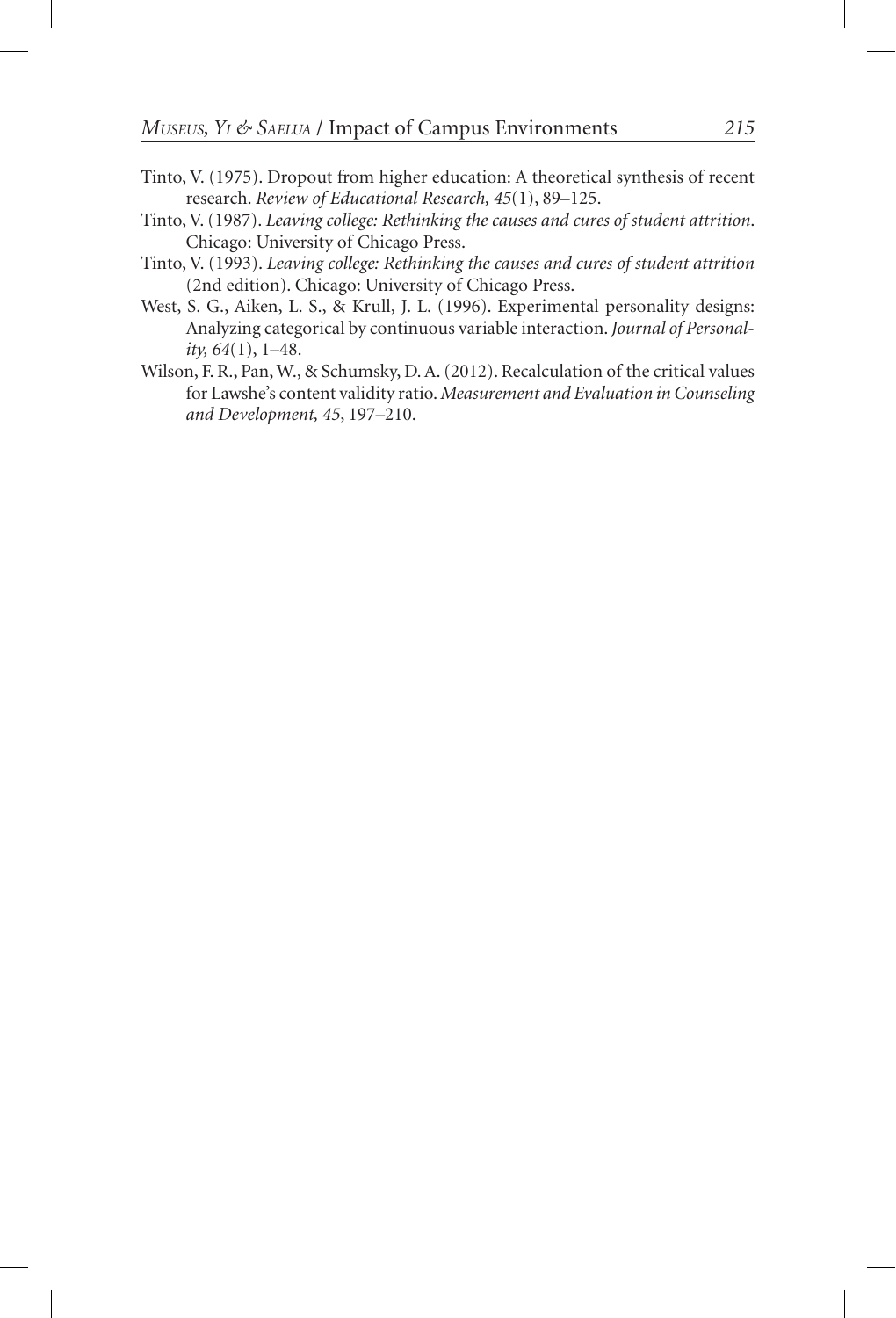Tinto, V. (1975). Dropout from higher education: A theoretical synthesis of recent research. *Review of Educational Research, 45*(1), 89–125.

Tinto, V. (1987). *Leaving college: Rethinking the causes and cures of student attrition*. Chicago: University of Chicago Press.

Tinto, V. (1993). *Leaving college: Rethinking the causes and cures of student attrition* (2nd edition). Chicago: University of Chicago Press.

West, S. G., Aiken, L. S., & Krull, J. L. (1996). Experimental personality designs: Analyzing categorical by continuous variable interaction. *Journal of Personality, 64*(1), 1–48.

Wilson, F. R., Pan, W., & Schumsky, D. A. (2012). Recalculation of the critical values for Lawshe's content validity ratio. *Measurement and Evaluation in Counseling and Development, 45*, 197–210.